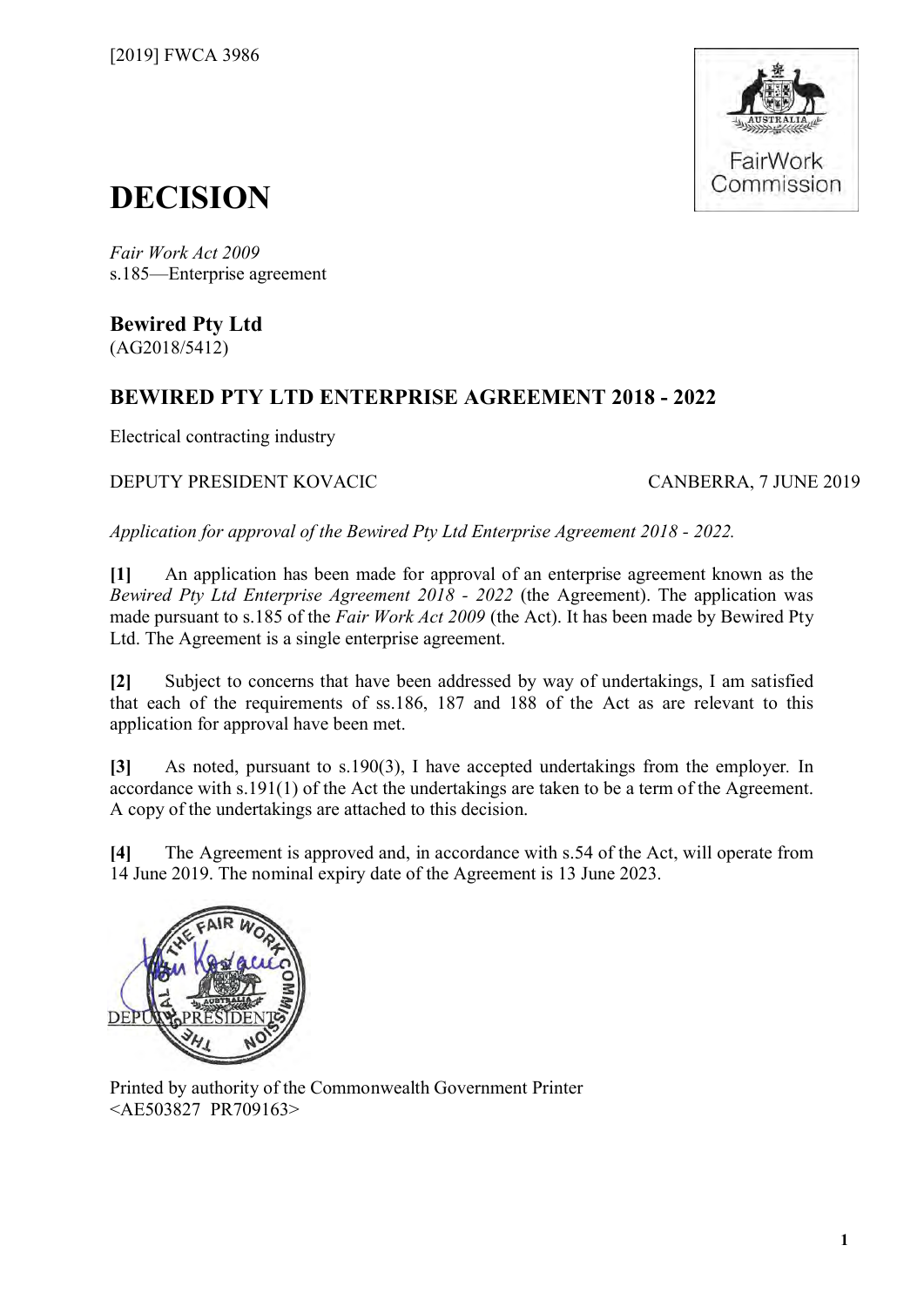[2019] FWCA 3986

# DECISION

*Fair Work Act 2009*
s.185—Enterprise agreement

**Bewired Pty Ltd**
(AG2018/5412)

## BEWIRED PTY LTD ENTERPRISE AGREEMENT 2018 - 2022

Electrical contracting industry

DEPUTY PRESIDENT KOVACIC — CANBERRA, 7 JUNE 2019

*Application for approval of the Bewired Pty Ltd Enterprise Agreement 2018 - 2022.*

**[1]** An application has been made for approval of an enterprise agreement known as the *Bewired Pty Ltd Enterprise Agreement 2018 - 2022* (the Agreement). The application was made pursuant to s.185 of the *Fair Work Act 2009* (the Act). It has been made by Bewired Pty Ltd. The Agreement is a single enterprise agreement.

**[2]** Subject to concerns that have been addressed by way of undertakings, I am satisfied that each of the requirements of ss.186, 187 and 188 of the Act as are relevant to this application for approval have been met.

**[3]** As noted, pursuant to s.190(3), I have accepted undertakings from the employer. In accordance with s.191(1) of the Act the undertakings are taken to be a term of the Agreement. A copy of the undertakings are attached to this decision.

**[4]** The Agreement is approved and, in accordance with s.54 of the Act, will operate from 14 June 2019. The nominal expiry date of the Agreement is 13 June 2023.

DEPUTY PRESIDENT

Printed by authority of the Commonwealth Government Printer
<AE503827 PR709163>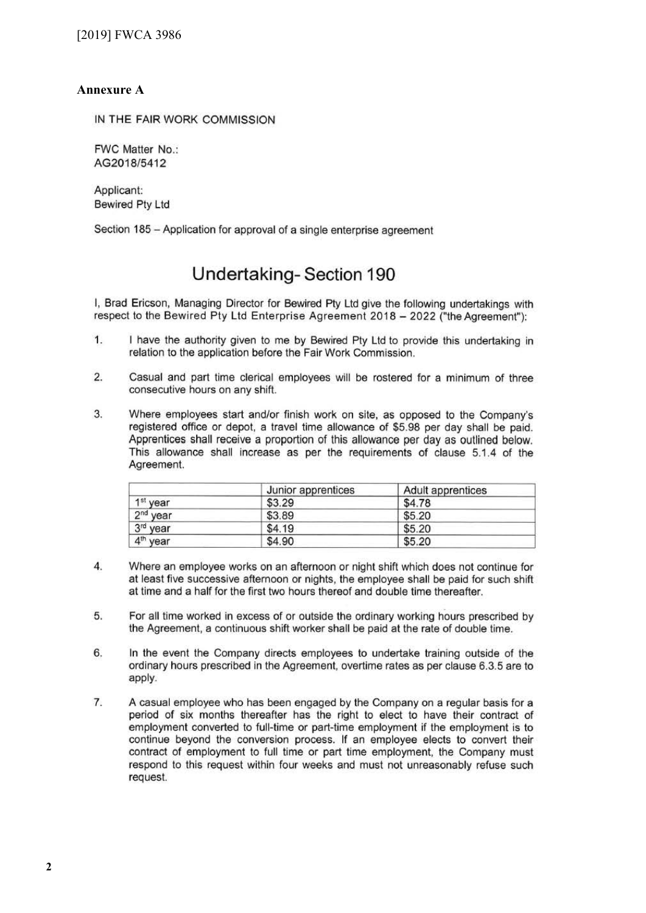## Annexure A

IN THE FAIR WORK COMMISSION

FWC Matter No.:
AG2018/5412

Applicant:
Bewired Pty Ltd

Section 185 – Application for approval of a single enterprise agreement

# Undertaking- Section 190

I, Brad Ericson, Managing Director for Bewired Pty Ltd give the following undertakings with respect to the Bewired Pty Ltd Enterprise Agreement 2018 – 2022 ("the Agreement"):

1. I have the authority given to me by Bewired Pty Ltd to provide this undertaking in relation to the application before the Fair Work Commission.

2. Casual and part time clerical employees will be rostered for a minimum of three consecutive hours on any shift.

3. Where employees start and/or finish work on site, as opposed to the Company's registered office or depot, a travel time allowance of $5.98 per day shall be paid. Apprentices shall receive a proportion of this allowance per day as outlined below. This allowance shall increase as per the requirements of clause 5.1.4 of the Agreement.

| | Junior apprentices | Adult apprentices |
|---|---|---|
| 1st year | $3.29 | $4.78 |
| 2nd year | $3.89 | $5.20 |
| 3rd year | $4.19 | $5.20 |
| 4th year | $4.90 | $5.20 |

4. Where an employee works on an afternoon or night shift which does not continue for at least five successive afternoon or nights, the employee shall be paid for such shift at time and a half for the first two hours thereof and double time thereafter.

5. For all time worked in excess of or outside the ordinary working hours prescribed by the Agreement, a continuous shift worker shall be paid at the rate of double time.

6. In the event the Company directs employees to undertake training outside of the ordinary hours prescribed in the Agreement, overtime rates as per clause 6.3.5 are to apply.

7. A casual employee who has been engaged by the Company on a regular basis for a period of six months thereafter has the right to elect to have their contract of employment converted to full-time or part-time employment if the employment is to continue beyond the conversion process. If an employee elects to convert their contract of employment to full time or part time employment, the Company must respond to this request within four weeks and must not unreasonably refuse such request.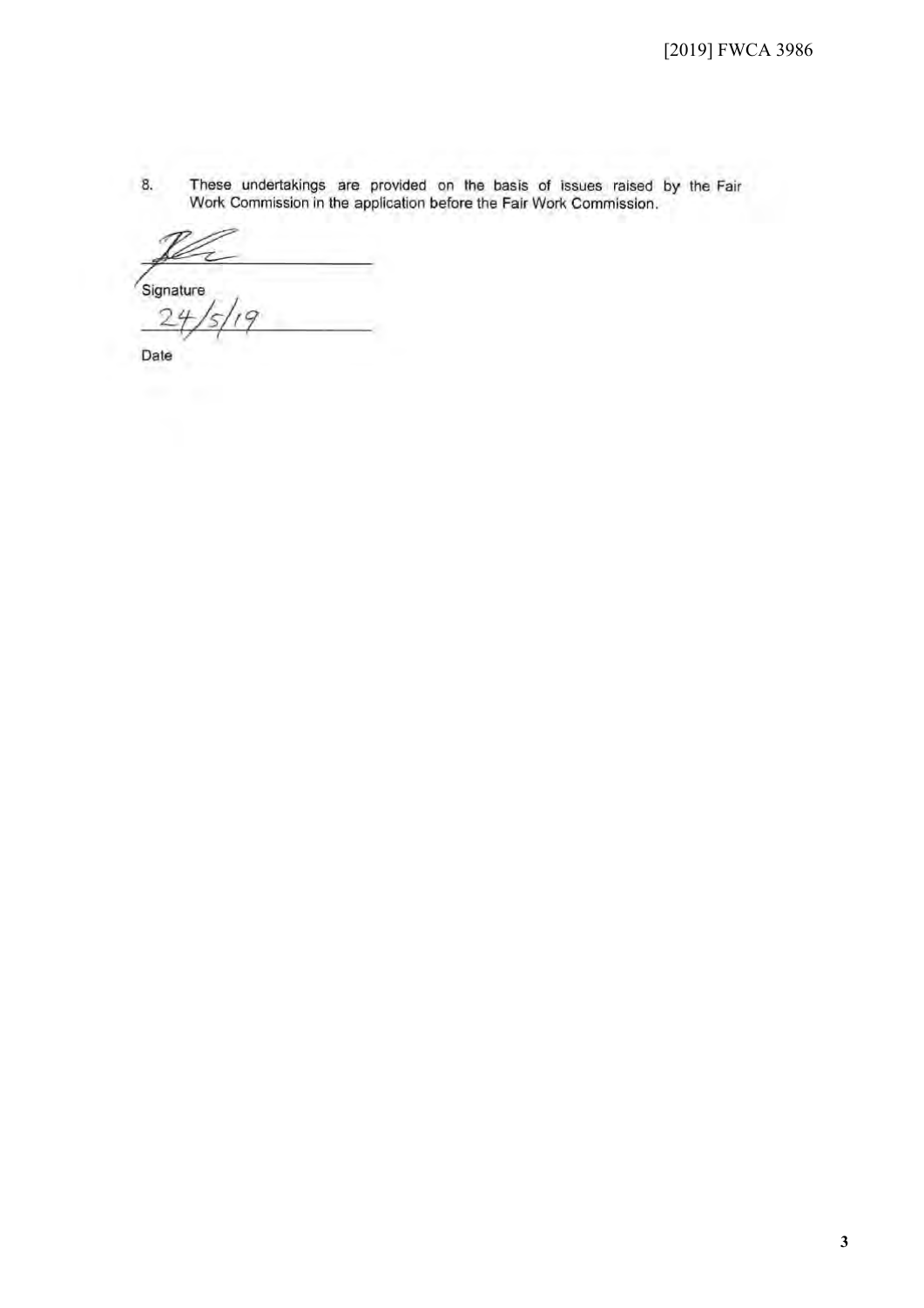8. These undertakings are provided on the basis of issues raised by the Fair Work Commission in the application before the Fair Work Commission.

Signature

24/5/19

Date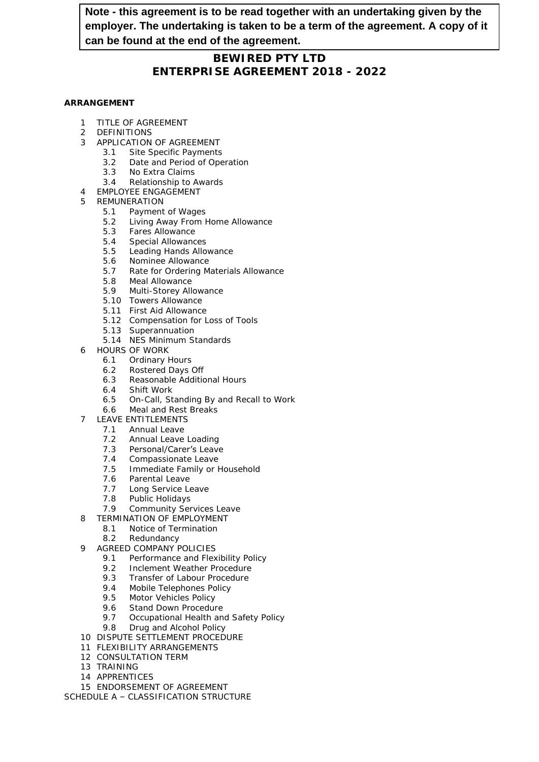**Note - this agreement is to be read together with an undertaking given by the employer. The undertaking is taken to be a term of the agreement. A copy of it can be found at the end of the agreement.**

# BEWIRED PTY LTD
# ENTERPRISE AGREEMENT 2018 - 2022

**ARRANGEMENT**

1 TITLE OF AGREEMENT
2 DEFINITIONS
3 APPLICATION OF AGREEMENT
   - 3.1 Site Specific Payments
   - 3.2 Date and Period of Operation
   - 3.3 No Extra Claims
   - 3.4 Relationship to Awards

4 EMPLOYEE ENGAGEMENT
5 REMUNERATION
   - 5.1 Payment of Wages
   - 5.2 Living Away From Home Allowance
   - 5.3 Fares Allowance
   - 5.4 Special Allowances
   - 5.5 Leading Hands Allowance
   - 5.6 Nominee Allowance
   - 5.7 Rate for Ordering Materials Allowance
   - 5.8 Meal Allowance
   - 5.9 Multi-Storey Allowance
   - 5.10 Towers Allowance
   - 5.11 First Aid Allowance
   - 5.12 Compensation for Loss of Tools
   - 5.13 Superannuation
   - 5.14 NES Minimum Standards

6 HOURS OF WORK
   - 6.1 Ordinary Hours
   - 6.2 Rostered Days Off
   - 6.3 Reasonable Additional Hours
   - 6.4 Shift Work
   - 6.5 On-Call, Standing By and Recall to Work
   - 6.6 Meal and Rest Breaks

7 LEAVE ENTITLEMENTS
   - 7.1 Annual Leave
   - 7.2 Annual Leave Loading
   - 7.3 Personal/Carer's Leave
   - 7.4 Compassionate Leave
   - 7.5 Immediate Family or Household
   - 7.6 Parental Leave
   - 7.7 Long Service Leave
   - 7.8 Public Holidays
   - 7.9 Community Services Leave

8 TERMINATION OF EMPLOYMENT
   - 8.1 Notice of Termination
   - 8.2 Redundancy

9 AGREED COMPANY POLICIES
   - 9.1 Performance and Flexibility Policy
   - 9.2 Inclement Weather Procedure
   - 9.3 Transfer of Labour Procedure
   - 9.4 Mobile Telephones Policy
   - 9.5 Motor Vehicles Policy
   - 9.6 Stand Down Procedure
   - 9.7 Occupational Health and Safety Policy
   - 9.8 Drug and Alcohol Policy

10 DISPUTE SETTLEMENT PROCEDURE
11 FLEXIBILITY ARRANGEMENTS
12 CONSULTATION TERM
13 TRAINING
14 APPRENTICES
15 ENDORSEMENT OF AGREEMENT

SCHEDULE A – CLASSIFICATION STRUCTURE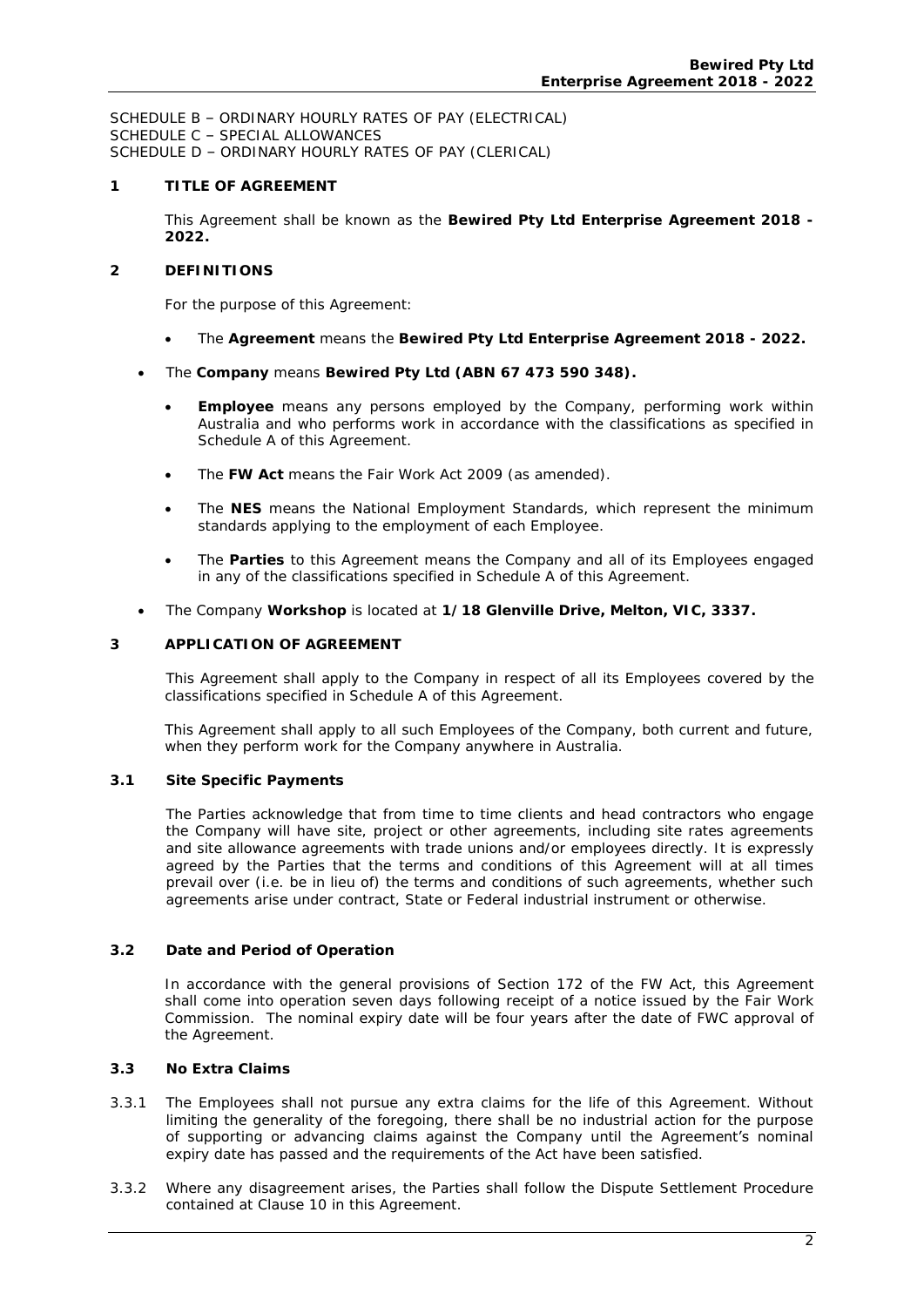SCHEDULE B – ORDINARY HOURLY RATES OF PAY (ELECTRICAL)
SCHEDULE C – SPECIAL ALLOWANCES
SCHEDULE D – ORDINARY HOURLY RATES OF PAY (CLERICAL)

## 1 TITLE OF AGREEMENT

This Agreement shall be known as the **Bewired Pty Ltd Enterprise Agreement 2018 - 2022.**

## 2 DEFINITIONS

For the purpose of this Agreement:

- The **Agreement** means the **Bewired Pty Ltd Enterprise Agreement 2018 - 2022.**
- The **Company** means **Bewired Pty Ltd (ABN 67 473 590 348).**
- **Employee** means any persons employed by the Company, performing work within Australia and who performs work in accordance with the classifications as specified in Schedule A of this Agreement.
- The **FW Act** means the Fair Work Act 2009 (as amended).
- The **NES** means the National Employment Standards, which represent the minimum standards applying to the employment of each Employee.
- The **Parties** to this Agreement means the Company and all of its Employees engaged in any of the classifications specified in Schedule A of this Agreement.
- The Company **Workshop** is located at **1/18 Glenville Drive, Melton, VIC, 3337.**

## 3 APPLICATION OF AGREEMENT

This Agreement shall apply to the Company in respect of all its Employees covered by the classifications specified in Schedule A of this Agreement.

This Agreement shall apply to all such Employees of the Company, both current and future, when they perform work for the Company anywhere in Australia.

### 3.1 Site Specific Payments

The Parties acknowledge that from time to time clients and head contractors who engage the Company will have site, project or other agreements, including site rates agreements and site allowance agreements with trade unions and/or employees directly. It is expressly agreed by the Parties that the terms and conditions of this Agreement will at all times prevail over (i.e. be in lieu of) the terms and conditions of such agreements, whether such agreements arise under contract, State or Federal industrial instrument or otherwise.

### 3.2 Date and Period of Operation

In accordance with the general provisions of Section 172 of the FW Act, this Agreement shall come into operation seven days following receipt of a notice issued by the Fair Work Commission. The nominal expiry date will be four years after the date of FWC approval of the Agreement.

### 3.3 No Extra Claims

3.3.1 The Employees shall not pursue any extra claims for the life of this Agreement. Without limiting the generality of the foregoing, there shall be no industrial action for the purpose of supporting or advancing claims against the Company until the Agreement's nominal expiry date has passed and the requirements of the Act have been satisfied.

3.3.2 Where any disagreement arises, the Parties shall follow the Dispute Settlement Procedure contained at Clause 10 in this Agreement.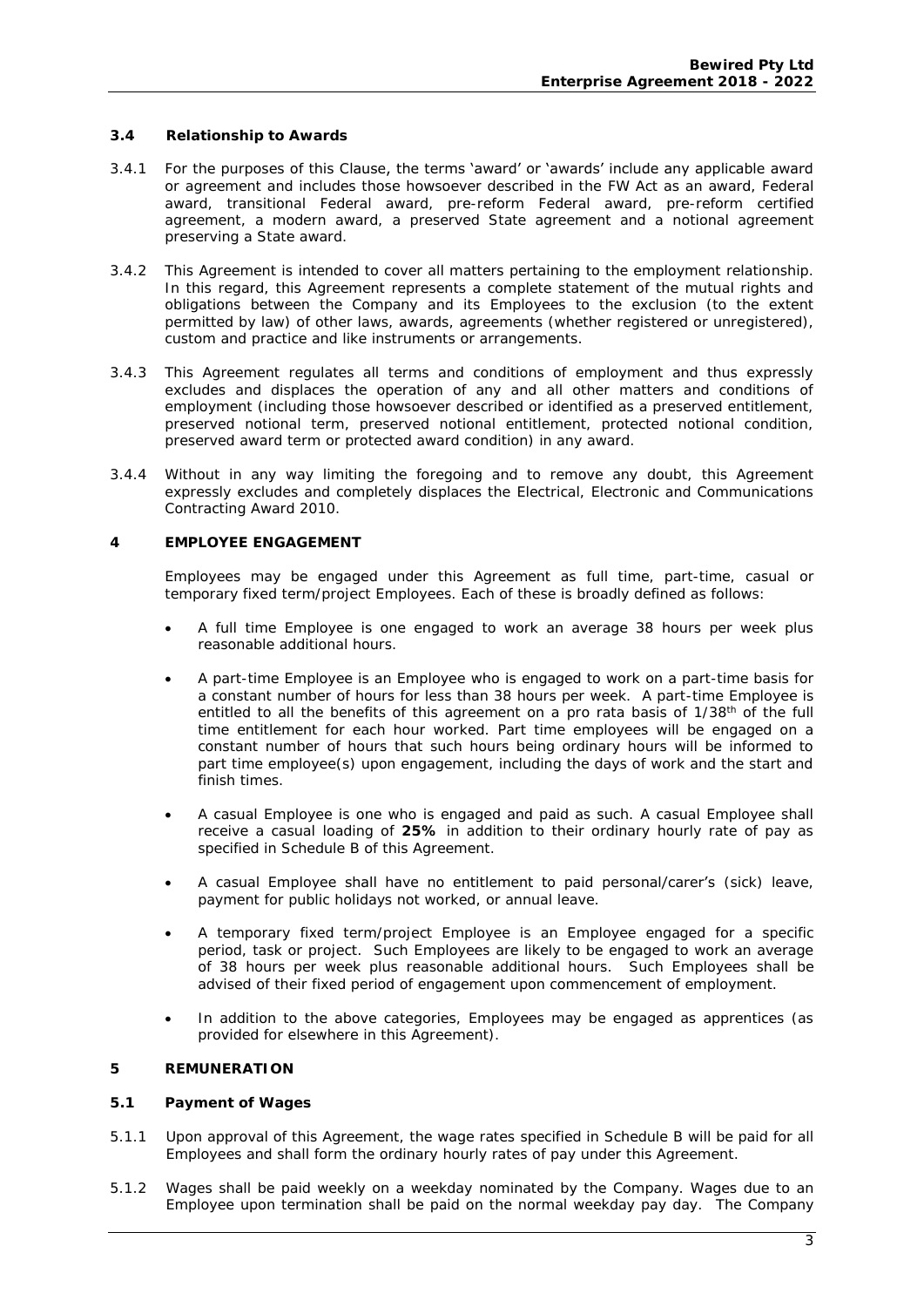### 3.4 Relationship to Awards

3.4.1 For the purposes of this Clause, the terms 'award' or 'awards' include any applicable award or agreement and includes those howsoever described in the FW Act as an award, Federal award, transitional Federal award, pre-reform Federal award, pre-reform certified agreement, a modern award, a preserved State agreement and a notional agreement preserving a State award.

3.4.2 This Agreement is intended to cover all matters pertaining to the employment relationship. In this regard, this Agreement represents a complete statement of the mutual rights and obligations between the Company and its Employees to the exclusion (to the extent permitted by law) of other laws, awards, agreements (whether registered or unregistered), custom and practice and like instruments or arrangements.

3.4.3 This Agreement regulates all terms and conditions of employment and thus expressly excludes and displaces the operation of any and all other matters and conditions of employment (including those howsoever described or identified as a preserved entitlement, preserved notional term, preserved notional entitlement, protected notional condition, preserved award term or protected award condition) in any award.

3.4.4 Without in any way limiting the foregoing and to remove any doubt, this Agreement expressly excludes and completely displaces the Electrical, Electronic and Communications Contracting Award 2010.

## 4 EMPLOYEE ENGAGEMENT

Employees may be engaged under this Agreement as full time, part-time, casual or temporary fixed term/project Employees. Each of these is broadly defined as follows:

- A full time Employee is one engaged to work an average 38 hours per week plus reasonable additional hours.
- A part-time Employee is an Employee who is engaged to work on a part-time basis for a constant number of hours for less than 38 hours per week. A part-time Employee is entitled to all the benefits of this agreement on a pro rata basis of 1/38th of the full time entitlement for each hour worked. Part time employees will be engaged on a constant number of hours that such hours being ordinary hours will be informed to part time employee(s) upon engagement, including the days of work and the start and finish times.
- A casual Employee is one who is engaged and paid as such. A casual Employee shall receive a casual loading of **25%** in addition to their ordinary hourly rate of pay as specified in Schedule B of this Agreement.
- A casual Employee shall have no entitlement to paid personal/carer's (sick) leave, payment for public holidays not worked, or annual leave.
- A temporary fixed term/project Employee is an Employee engaged for a specific period, task or project. Such Employees are likely to be engaged to work an average of 38 hours per week plus reasonable additional hours. Such Employees shall be advised of their fixed period of engagement upon commencement of employment.
- In addition to the above categories, Employees may be engaged as apprentices (as provided for elsewhere in this Agreement).

## 5 REMUNERATION

### 5.1 Payment of Wages

5.1.1 Upon approval of this Agreement, the wage rates specified in Schedule B will be paid for all Employees and shall form the ordinary hourly rates of pay under this Agreement.

5.1.2 Wages shall be paid weekly on a weekday nominated by the Company. Wages due to an Employee upon termination shall be paid on the normal weekday pay day. The Company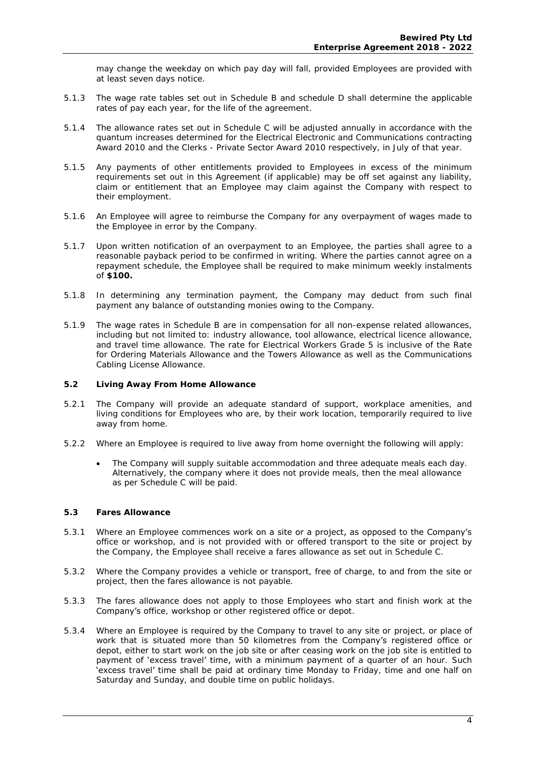may change the weekday on which pay day will fall, provided Employees are provided with at least seven days notice.

5.1.3 The wage rate tables set out in Schedule B and schedule D shall determine the applicable rates of pay each year, for the life of the agreement.

5.1.4 The allowance rates set out in Schedule C will be adjusted annually in accordance with the quantum increases determined for the Electrical Electronic and Communications contracting Award 2010 and the Clerks - Private Sector Award 2010 respectively, in July of that year.

5.1.5 Any payments of other entitlements provided to Employees in excess of the minimum requirements set out in this Agreement (if applicable) may be off set against any liability, claim or entitlement that an Employee may claim against the Company with respect to their employment.

5.1.6 An Employee will agree to reimburse the Company for any overpayment of wages made to the Employee in error by the Company.

5.1.7 Upon written notification of an overpayment to an Employee, the parties shall agree to a reasonable payback period to be confirmed in writing. Where the parties cannot agree on a repayment schedule, the Employee shall be required to make minimum weekly instalments of **$100.**

5.1.8 In determining any termination payment, the Company may deduct from such final payment any balance of outstanding monies owing to the Company.

5.1.9 The wage rates in Schedule B are in compensation for all non-expense related allowances, including but not limited to: industry allowance, tool allowance, electrical licence allowance, and travel time allowance. The rate for Electrical Workers Grade 5 is inclusive of the Rate for Ordering Materials Allowance and the Towers Allowance as well as the Communications Cabling License Allowance.

### 5.2 Living Away From Home Allowance

5.2.1 The Company will provide an adequate standard of support, workplace amenities, and living conditions for Employees who are, by their work location, temporarily required to live away from home.

5.2.2 Where an Employee is required to live away from home overnight the following will apply:

- The Company will supply suitable accommodation and three adequate meals each day. Alternatively, the company where it does not provide meals, then the meal allowance as per Schedule C will be paid.

### 5.3 Fares Allowance

5.3.1 Where an Employee commences work on a site or a project, as opposed to the Company's office or workshop, and is not provided with or offered transport to the site or project by the Company, the Employee shall receive a fares allowance as set out in Schedule C.

5.3.2 Where the Company provides a vehicle or transport, free of charge, to and from the site or project, then the fares allowance is not payable.

5.3.3 The fares allowance does not apply to those Employees who start and finish work at the Company's office, workshop or other registered office or depot.

5.3.4 Where an Employee is required by the Company to travel to any site or project, or place of work that is situated more than 50 kilometres from the Company's registered office or depot, either to start work on the job site or after ceasing work on the job site is entitled to payment of 'excess travel' time, with a minimum payment of a quarter of an hour. Such 'excess travel' time shall be paid at ordinary time Monday to Friday, time and one half on Saturday and Sunday, and double time on public holidays.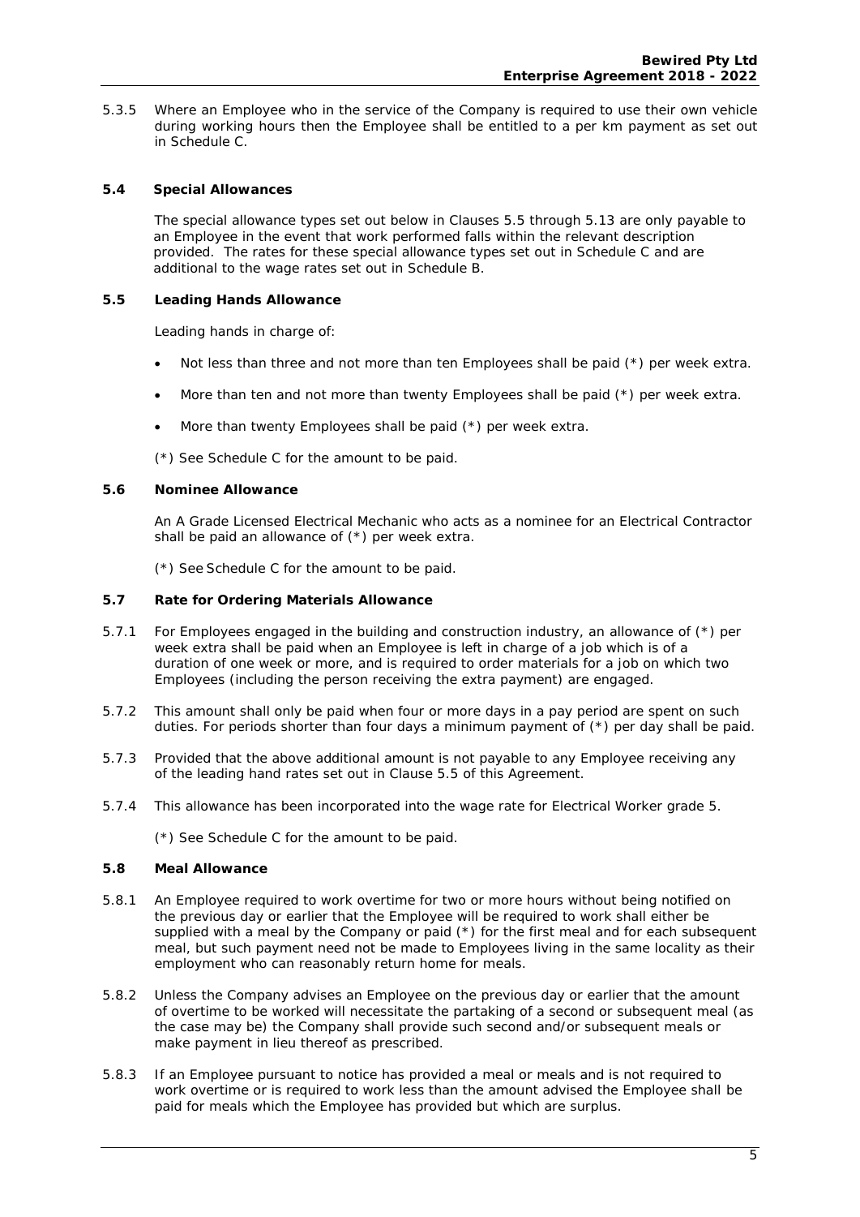5.3.5 Where an Employee who in the service of the Company is required to use their own vehicle during working hours then the Employee shall be entitled to a per km payment as set out in Schedule C.

### 5.4 Special Allowances

The special allowance types set out below in Clauses 5.5 through 5.13 are only payable to an Employee in the event that work performed falls within the relevant description provided. The rates for these special allowance types set out in Schedule C and are additional to the wage rates set out in Schedule B.

### 5.5 Leading Hands Allowance

Leading hands in charge of:

- Not less than three and not more than ten Employees shall be paid (*) per week extra.
- More than ten and not more than twenty Employees shall be paid (*) per week extra.
- More than twenty Employees shall be paid (*) per week extra.

(*) See Schedule C for the amount to be paid.

### 5.6 Nominee Allowance

An A Grade Licensed Electrical Mechanic who acts as a nominee for an Electrical Contractor shall be paid an allowance of (*) per week extra.

(*) See Schedule C for the amount to be paid.

### 5.7 Rate for Ordering Materials Allowance

5.7.1 For Employees engaged in the building and construction industry, an allowance of (*) per week extra shall be paid when an Employee is left in charge of a job which is of a duration of one week or more, and is required to order materials for a job on which two Employees (including the person receiving the extra payment) are engaged.

5.7.2 This amount shall only be paid when four or more days in a pay period are spent on such duties. For periods shorter than four days a minimum payment of (*) per day shall be paid.

5.7.3 Provided that the above additional amount is not payable to any Employee receiving any of the leading hand rates set out in Clause 5.5 of this Agreement.

5.7.4 This allowance has been incorporated into the wage rate for Electrical Worker grade 5.

(*) See Schedule C for the amount to be paid.

### 5.8 Meal Allowance

5.8.1 An Employee required to work overtime for two or more hours without being notified on the previous day or earlier that the Employee will be required to work shall either be supplied with a meal by the Company or paid (*) for the first meal and for each subsequent meal, but such payment need not be made to Employees living in the same locality as their employment who can reasonably return home for meals.

5.8.2 Unless the Company advises an Employee on the previous day or earlier that the amount of overtime to be worked will necessitate the partaking of a second or subsequent meal (as the case may be) the Company shall provide such second and/or subsequent meals or make payment in lieu thereof as prescribed.

5.8.3 If an Employee pursuant to notice has provided a meal or meals and is not required to work overtime or is required to work less than the amount advised the Employee shall be paid for meals which the Employee has provided but which are surplus.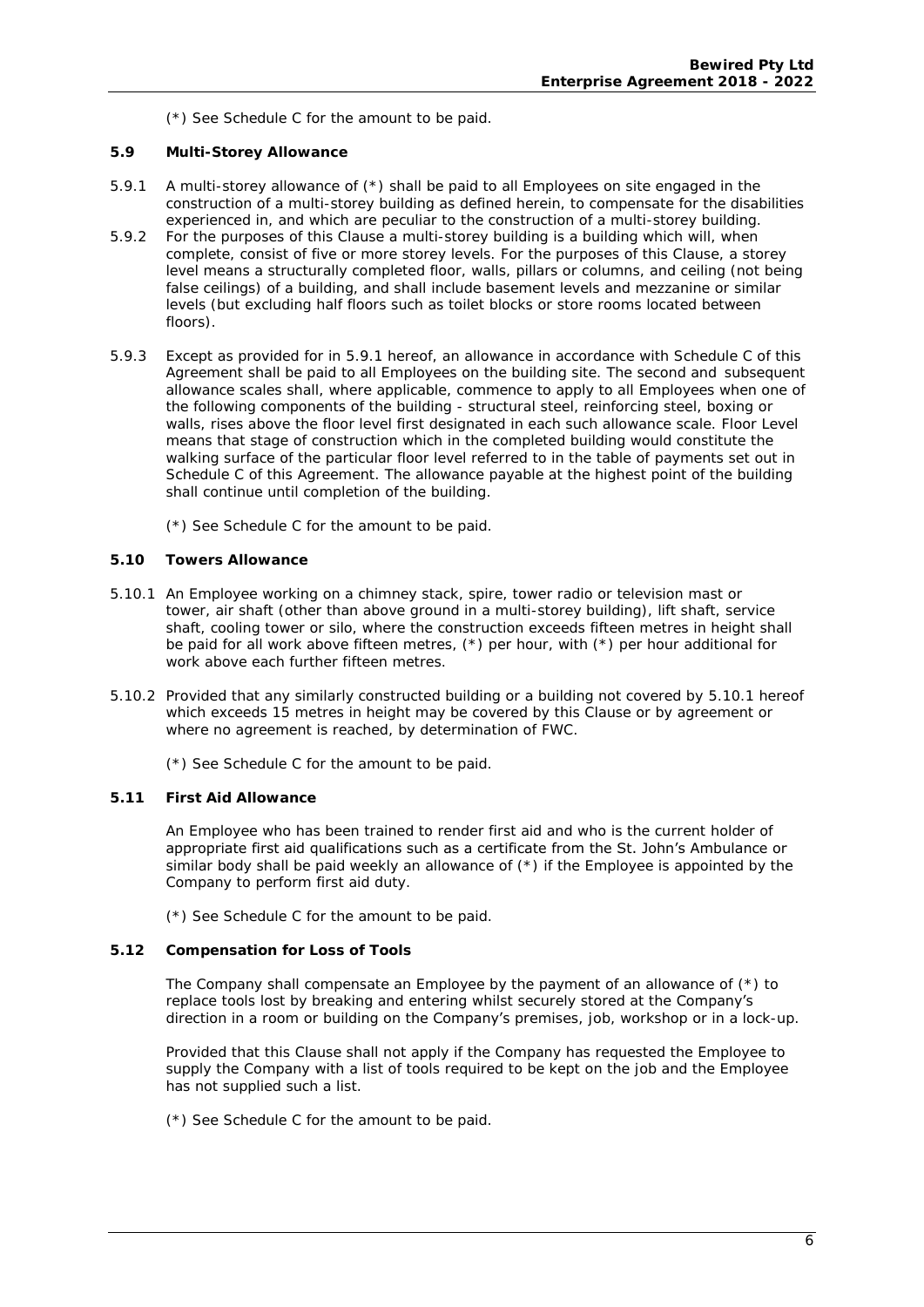(*) See Schedule C for the amount to be paid.

### 5.9 Multi-Storey Allowance

5.9.1 A multi-storey allowance of (*) shall be paid to all Employees on site engaged in the construction of a multi-storey building as defined herein, to compensate for the disabilities experienced in, and which are peculiar to the construction of a multi-storey building.

5.9.2 For the purposes of this Clause a multi-storey building is a building which will, when complete, consist of five or more storey levels. For the purposes of this Clause, a storey level means a structurally completed floor, walls, pillars or columns, and ceiling (not being false ceilings) of a building, and shall include basement levels and mezzanine or similar levels (but excluding half floors such as toilet blocks or store rooms located between floors).

5.9.3 Except as provided for in 5.9.1 hereof, an allowance in accordance with Schedule C of this Agreement shall be paid to all Employees on the building site. The second and subsequent allowance scales shall, where applicable, commence to apply to all Employees when one of the following components of the building - structural steel, reinforcing steel, boxing or walls, rises above the floor level first designated in each such allowance scale. Floor Level means that stage of construction which in the completed building would constitute the walking surface of the particular floor level referred to in the table of payments set out in Schedule C of this Agreement. The allowance payable at the highest point of the building shall continue until completion of the building.

(*) See Schedule C for the amount to be paid.

### 5.10 Towers Allowance

5.10.1 An Employee working on a chimney stack, spire, tower radio or television mast or tower, air shaft (other than above ground in a multi-storey building), lift shaft, service shaft, cooling tower or silo, where the construction exceeds fifteen metres in height shall be paid for all work above fifteen metres, (*) per hour, with (*) per hour additional for work above each further fifteen metres.

5.10.2 Provided that any similarly constructed building or a building not covered by 5.10.1 hereof which exceeds 15 metres in height may be covered by this Clause or by agreement or where no agreement is reached, by determination of FWC.

(*) See Schedule C for the amount to be paid.

### 5.11 First Aid Allowance

An Employee who has been trained to render first aid and who is the current holder of appropriate first aid qualifications such as a certificate from the St. John's Ambulance or similar body shall be paid weekly an allowance of (*) if the Employee is appointed by the Company to perform first aid duty.

(*) See Schedule C for the amount to be paid.

### 5.12 Compensation for Loss of Tools

The Company shall compensate an Employee by the payment of an allowance of (*) to replace tools lost by breaking and entering whilst securely stored at the Company's direction in a room or building on the Company's premises, job, workshop or in a lock-up.

Provided that this Clause shall not apply if the Company has requested the Employee to supply the Company with a list of tools required to be kept on the job and the Employee has not supplied such a list.

(*) See Schedule C for the amount to be paid.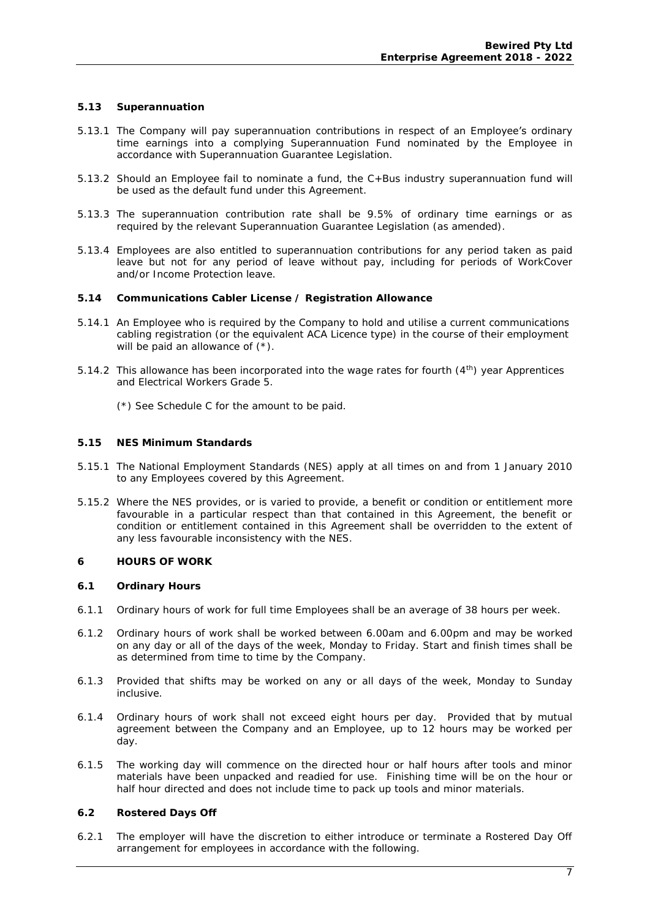### 5.13 Superannuation

5.13.1 The Company will pay superannuation contributions in respect of an Employee's ordinary time earnings into a complying Superannuation Fund nominated by the Employee in accordance with Superannuation Guarantee Legislation.

5.13.2 Should an Employee fail to nominate a fund, the C+Bus industry superannuation fund will be used as the default fund under this Agreement.

5.13.3 The superannuation contribution rate shall be 9.5% of ordinary time earnings or as required by the relevant Superannuation Guarantee Legislation (as amended).

5.13.4 Employees are also entitled to superannuation contributions for any period taken as paid leave but not for any period of leave without pay, including for periods of WorkCover and/or Income Protection leave.

### 5.14 Communications Cabler License / Registration Allowance

5.14.1 An Employee who is required by the Company to hold and utilise a current communications cabling registration (or the equivalent ACA Licence type) in the course of their employment will be paid an allowance of (*).

5.14.2 This allowance has been incorporated into the wage rates for fourth (4th) year Apprentices and Electrical Workers Grade 5.

(*) See Schedule C for the amount to be paid.

### 5.15 NES Minimum Standards

5.15.1 The National Employment Standards (NES) apply at all times on and from 1 January 2010 to any Employees covered by this Agreement.

5.15.2 Where the NES provides, or is varied to provide, a benefit or condition or entitlement more favourable in a particular respect than that contained in this Agreement, the benefit or condition or entitlement contained in this Agreement shall be overridden to the extent of any less favourable inconsistency with the NES.

## 6 HOURS OF WORK

### 6.1 Ordinary Hours

6.1.1 Ordinary hours of work for full time Employees shall be an average of 38 hours per week.

6.1.2 Ordinary hours of work shall be worked between 6.00am and 6.00pm and may be worked on any day or all of the days of the week, Monday to Friday. Start and finish times shall be as determined from time to time by the Company.

6.1.3 Provided that shifts may be worked on any or all days of the week, Monday to Sunday inclusive.

6.1.4 Ordinary hours of work shall not exceed eight hours per day. Provided that by mutual agreement between the Company and an Employee, up to 12 hours may be worked per day.

6.1.5 The working day will commence on the directed hour or half hours after tools and minor materials have been unpacked and readied for use. Finishing time will be on the hour or half hour directed and does not include time to pack up tools and minor materials.

### 6.2 Rostered Days Off

6.2.1 The employer will have the discretion to either introduce or terminate a Rostered Day Off arrangement for employees in accordance with the following.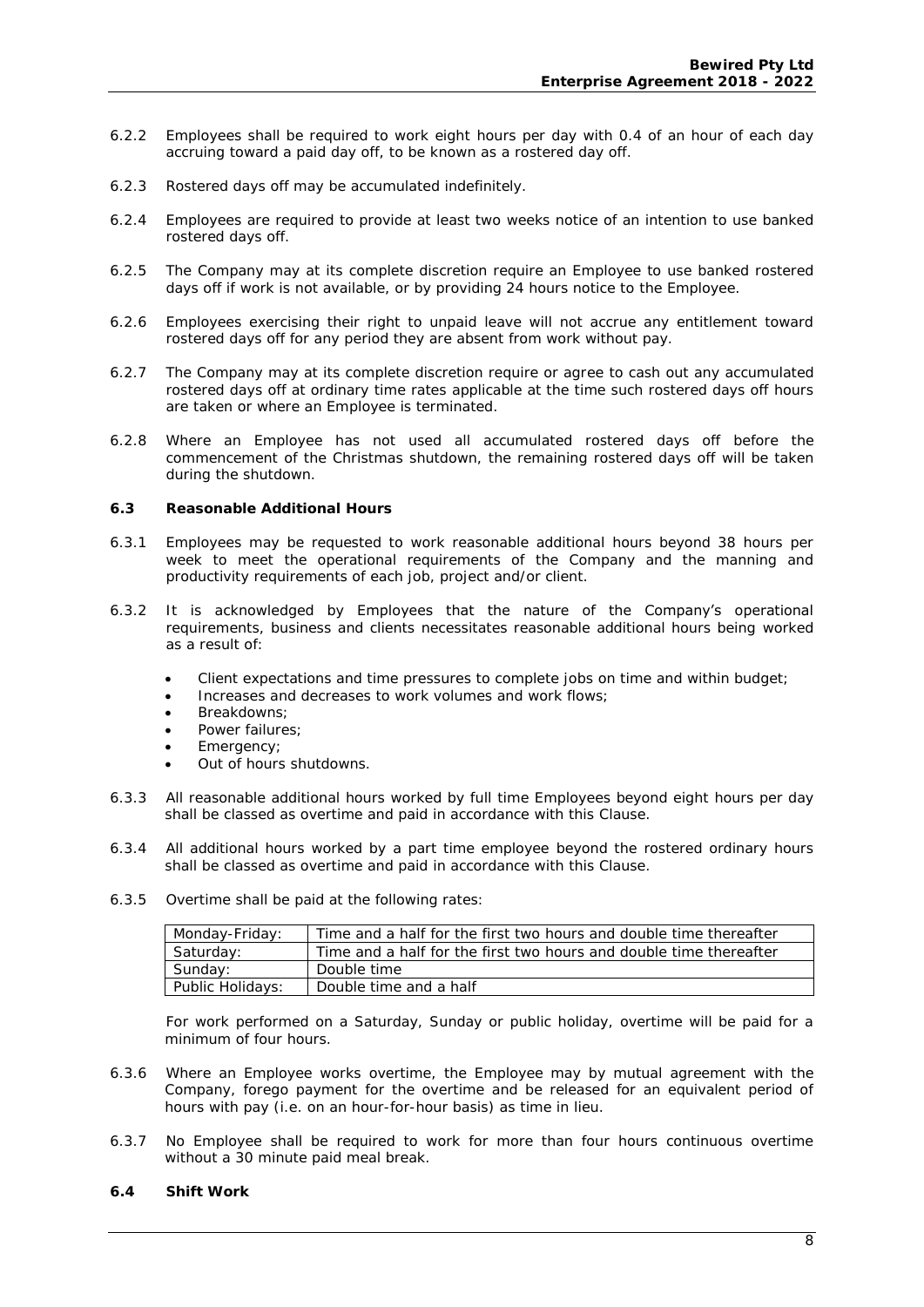6.2.2 Employees shall be required to work eight hours per day with 0.4 of an hour of each day accruing toward a paid day off, to be known as a rostered day off.

6.2.3 Rostered days off may be accumulated indefinitely.

6.2.4 Employees are required to provide at least two weeks notice of an intention to use banked rostered days off.

6.2.5 The Company may at its complete discretion require an Employee to use banked rostered days off if work is not available, or by providing 24 hours notice to the Employee.

6.2.6 Employees exercising their right to unpaid leave will not accrue any entitlement toward rostered days off for any period they are absent from work without pay.

6.2.7 The Company may at its complete discretion require or agree to cash out any accumulated rostered days off at ordinary time rates applicable at the time such rostered days off hours are taken or where an Employee is terminated.

6.2.8 Where an Employee has not used all accumulated rostered days off before the commencement of the Christmas shutdown, the remaining rostered days off will be taken during the shutdown.

### 6.3 Reasonable Additional Hours

6.3.1 Employees may be requested to work reasonable additional hours beyond 38 hours per week to meet the operational requirements of the Company and the manning and productivity requirements of each job, project and/or client.

6.3.2 It is acknowledged by Employees that the nature of the Company's operational requirements, business and clients necessitates reasonable additional hours being worked as a result of:

- Client expectations and time pressures to complete jobs on time and within budget;
- Increases and decreases to work volumes and work flows;
- Breakdowns;
- Power failures;
- Emergency;
- Out of hours shutdowns.

6.3.3 All reasonable additional hours worked by full time Employees beyond eight hours per day shall be classed as overtime and paid in accordance with this Clause.

6.3.4 All additional hours worked by a part time employee beyond the rostered ordinary hours shall be classed as overtime and paid in accordance with this Clause.

6.3.5 Overtime shall be paid at the following rates:

| Monday-Friday: | Time and a half for the first two hours and double time thereafter |
|---|---|
| Saturday: | Time and a half for the first two hours and double time thereafter |
| Sunday: | Double time |
| Public Holidays: | Double time and a half |

For work performed on a Saturday, Sunday or public holiday, overtime will be paid for a minimum of four hours.

6.3.6 Where an Employee works overtime, the Employee may by mutual agreement with the Company, forego payment for the overtime and be released for an equivalent period of hours with pay (i.e. on an hour-for-hour basis) as time in lieu.

6.3.7 No Employee shall be required to work for more than four hours continuous overtime without a 30 minute paid meal break.

### 6.4 Shift Work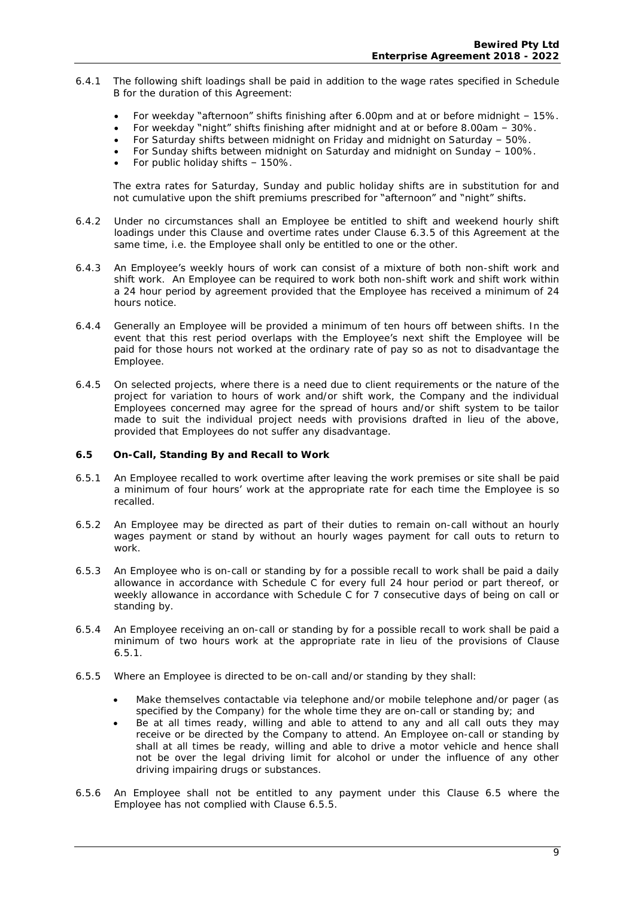6.4.1 The following shift loadings shall be paid in addition to the wage rates specified in Schedule B for the duration of this Agreement:

- For weekday "afternoon" shifts finishing after 6.00pm and at or before midnight – 15%.
- For weekday "night" shifts finishing after midnight and at or before 8.00am – 30%.
- For Saturday shifts between midnight on Friday and midnight on Saturday – 50%.
- For Sunday shifts between midnight on Saturday and midnight on Sunday – 100%.
- For public holiday shifts – 150%.

The extra rates for Saturday, Sunday and public holiday shifts are in substitution for and not cumulative upon the shift premiums prescribed for "afternoon" and "night" shifts.

6.4.2 Under no circumstances shall an Employee be entitled to shift and weekend hourly shift loadings under this Clause and overtime rates under Clause 6.3.5 of this Agreement at the same time, i.e. the Employee shall only be entitled to one or the other.

6.4.3 An Employee's weekly hours of work can consist of a mixture of both non-shift work and shift work. An Employee can be required to work both non-shift work and shift work within a 24 hour period by agreement provided that the Employee has received a minimum of 24 hours notice.

6.4.4 Generally an Employee will be provided a minimum of ten hours off between shifts. In the event that this rest period overlaps with the Employee's next shift the Employee will be paid for those hours not worked at the ordinary rate of pay so as not to disadvantage the Employee.

6.4.5 On selected projects, where there is a need due to client requirements or the nature of the project for variation to hours of work and/or shift work, the Company and the individual Employees concerned may agree for the spread of hours and/or shift system to be tailor made to suit the individual project needs with provisions drafted in lieu of the above, provided that Employees do not suffer any disadvantage.

### 6.5 On-Call, Standing By and Recall to Work

6.5.1 An Employee recalled to work overtime after leaving the work premises or site shall be paid a minimum of four hours' work at the appropriate rate for each time the Employee is so recalled.

6.5.2 An Employee may be directed as part of their duties to remain on-call without an hourly wages payment or stand by without an hourly wages payment for call outs to return to work.

6.5.3 An Employee who is on-call or standing by for a possible recall to work shall be paid a daily allowance in accordance with Schedule C for every full 24 hour period or part thereof, or weekly allowance in accordance with Schedule C for 7 consecutive days of being on call or standing by.

6.5.4 An Employee receiving an on-call or standing by for a possible recall to work shall be paid a minimum of two hours work at the appropriate rate in lieu of the provisions of Clause 6.5.1.

6.5.5 Where an Employee is directed to be on-call and/or standing by they shall:

- Make themselves contactable via telephone and/or mobile telephone and/or pager (as specified by the Company) for the whole time they are on-call or standing by; and
- Be at all times ready, willing and able to attend to any and all call outs they may receive or be directed by the Company to attend. An Employee on-call or standing by shall at all times be ready, willing and able to drive a motor vehicle and hence shall not be over the legal driving limit for alcohol or under the influence of any other driving impairing drugs or substances.

6.5.6 An Employee shall not be entitled to any payment under this Clause 6.5 where the Employee has not complied with Clause 6.5.5.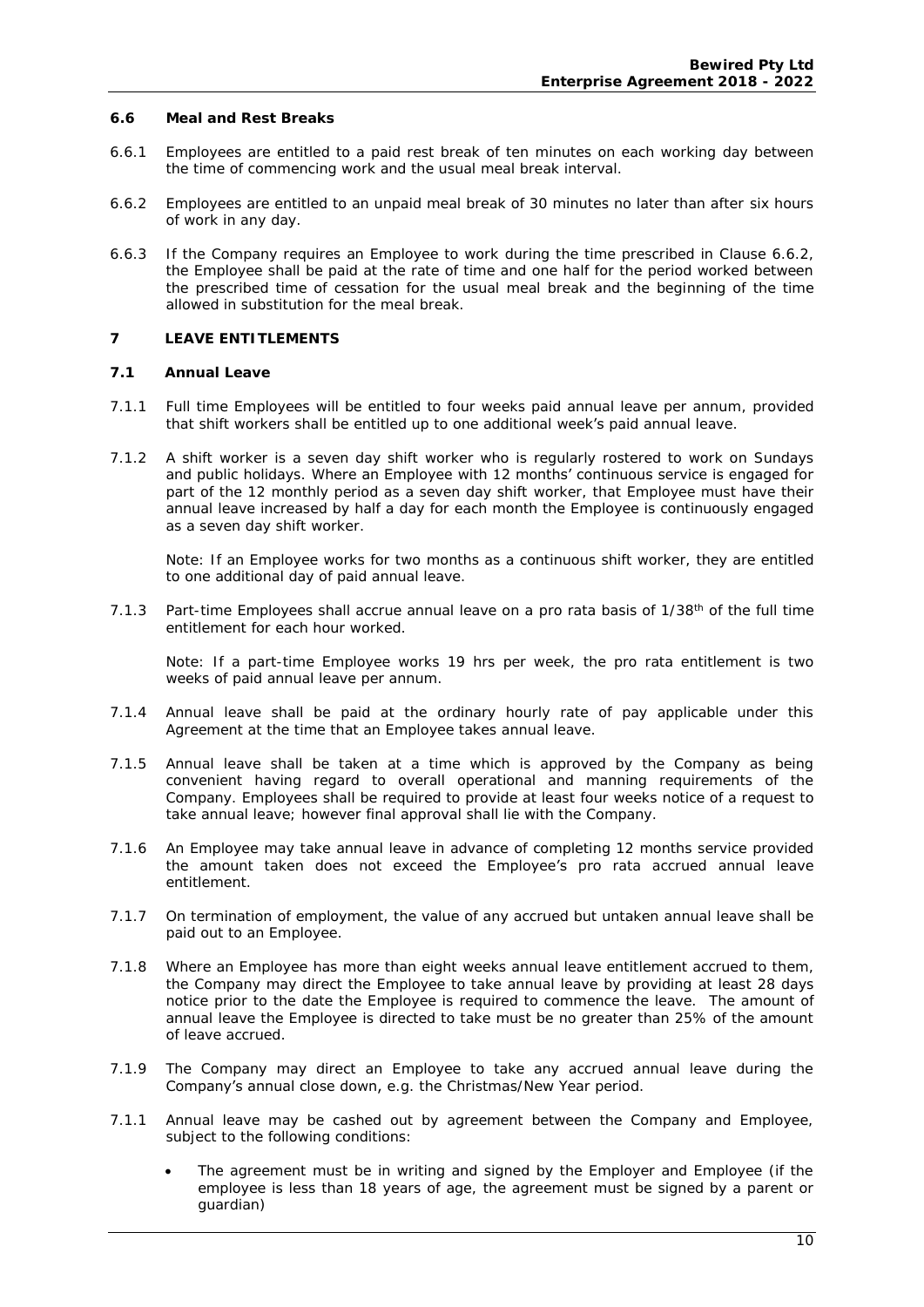### 6.6 Meal and Rest Breaks

6.6.1 Employees are entitled to a paid rest break of ten minutes on each working day between the time of commencing work and the usual meal break interval.

6.6.2 Employees are entitled to an unpaid meal break of 30 minutes no later than after six hours of work in any day.

6.6.3 If the Company requires an Employee to work during the time prescribed in Clause 6.6.2, the Employee shall be paid at the rate of time and one half for the period worked between the prescribed time of cessation for the usual meal break and the beginning of the time allowed in substitution for the meal break.

## 7 LEAVE ENTITLEMENTS

### 7.1 Annual Leave

7.1.1 Full time Employees will be entitled to four weeks paid annual leave per annum, provided that shift workers shall be entitled up to one additional week's paid annual leave.

7.1.2 A shift worker is a seven day shift worker who is regularly rostered to work on Sundays and public holidays. Where an Employee with 12 months' continuous service is engaged for part of the 12 monthly period as a seven day shift worker, that Employee must have their annual leave increased by half a day for each month the Employee is continuously engaged as a seven day shift worker.

*Note: If an Employee works for two months as a continuous shift worker, they are entitled to one additional day of paid annual leave.*

7.1.3 Part-time Employees shall accrue annual leave on a pro rata basis of 1/38th of the full time entitlement for each hour worked.

*Note: If a part-time Employee works 19 hrs per week, the pro rata entitlement is two weeks of paid annual leave per annum.*

7.1.4 Annual leave shall be paid at the ordinary hourly rate of pay applicable under this Agreement at the time that an Employee takes annual leave.

7.1.5 Annual leave shall be taken at a time which is approved by the Company as being convenient having regard to overall operational and manning requirements of the Company. Employees shall be required to provide at least four weeks notice of a request to take annual leave; however final approval shall lie with the Company.

7.1.6 An Employee may take annual leave in advance of completing 12 months service provided the amount taken does not exceed the Employee's pro rata accrued annual leave entitlement.

7.1.7 On termination of employment, the value of any accrued but untaken annual leave shall be paid out to an Employee.

7.1.8 Where an Employee has more than eight weeks annual leave entitlement accrued to them, the Company may direct the Employee to take annual leave by providing at least 28 days notice prior to the date the Employee is required to commence the leave. The amount of annual leave the Employee is directed to take must be no greater than 25% of the amount of leave accrued.

7.1.9 The Company may direct an Employee to take any accrued annual leave during the Company's annual close down, e.g. the Christmas/New Year period.

7.1.1 Annual leave may be cashed out by agreement between the Company and Employee, subject to the following conditions:

- The agreement must be in writing and signed by the Employer and Employee (if the employee is less than 18 years of age, the agreement must be signed by a parent or guardian)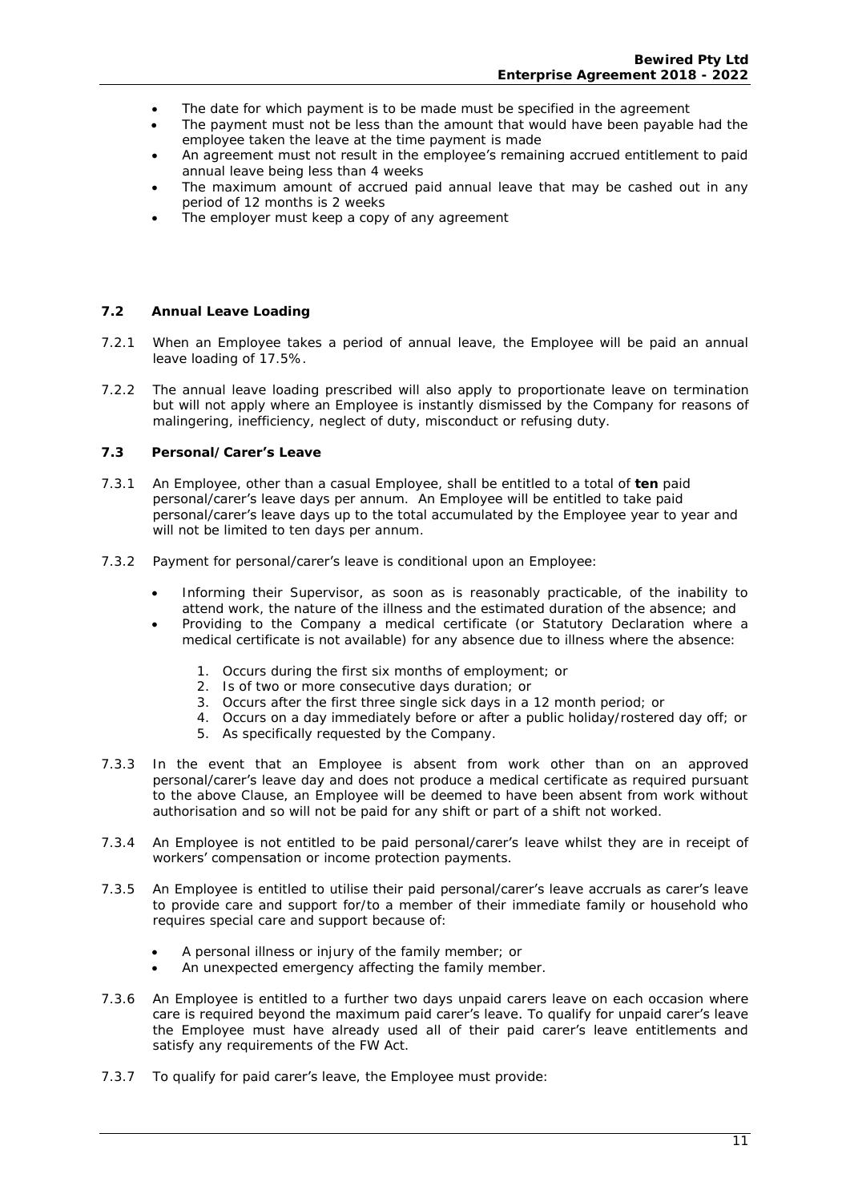- The date for which payment is to be made must be specified in the agreement
- The payment must not be less than the amount that would have been payable had the employee taken the leave at the time payment is made
- An agreement must not result in the employee's remaining accrued entitlement to paid annual leave being less than 4 weeks
- The maximum amount of accrued paid annual leave that may be cashed out in any period of 12 months is 2 weeks
- The employer must keep a copy of any agreement

### 7.2 Annual Leave Loading

7.2.1 When an Employee takes a period of annual leave, the Employee will be paid an annual leave loading of 17.5%.

7.2.2 The annual leave loading prescribed will also apply to proportionate leave on termination but will not apply where an Employee is instantly dismissed by the Company for reasons of malingering, inefficiency, neglect of duty, misconduct or refusing duty.

### 7.3 Personal/Carer's Leave

7.3.1 An Employee, other than a casual Employee, shall be entitled to a total of **ten** paid personal/carer's leave days per annum. An Employee will be entitled to take paid personal/carer's leave days up to the total accumulated by the Employee year to year and will not be limited to ten days per annum.

7.3.2 Payment for personal/carer's leave is conditional upon an Employee:

- Informing their Supervisor, as soon as is reasonably practicable, of the inability to attend work, the nature of the illness and the estimated duration of the absence; and
- Providing to the Company a medical certificate (or Statutory Declaration where a medical certificate is not available) for any absence due to illness where the absence:
    1. Occurs during the first six months of employment; or
    2. Is of two or more consecutive days duration; or
    3. Occurs after the first three single sick days in a 12 month period; or
    4. Occurs on a day immediately before or after a public holiday/rostered day off; or
    5. As specifically requested by the Company.

7.3.3 In the event that an Employee is absent from work other than on an approved personal/carer's leave day and does not produce a medical certificate as required pursuant to the above Clause, an Employee will be deemed to have been absent from work without authorisation and so will not be paid for any shift or part of a shift not worked.

7.3.4 An Employee is not entitled to be paid personal/carer's leave whilst they are in receipt of workers' compensation or income protection payments.

7.3.5 An Employee is entitled to utilise their paid personal/carer's leave accruals as carer's leave to provide care and support for/to a member of their immediate family or household who requires special care and support because of:

- A personal illness or injury of the family member; or
- An unexpected emergency affecting the family member.

7.3.6 An Employee is entitled to a further two days unpaid carers leave on each occasion where care is required beyond the maximum paid carer's leave. To qualify for unpaid carer's leave the Employee must have already used all of their paid carer's leave entitlements and satisfy any requirements of the FW Act.

7.3.7 To qualify for paid carer's leave, the Employee must provide: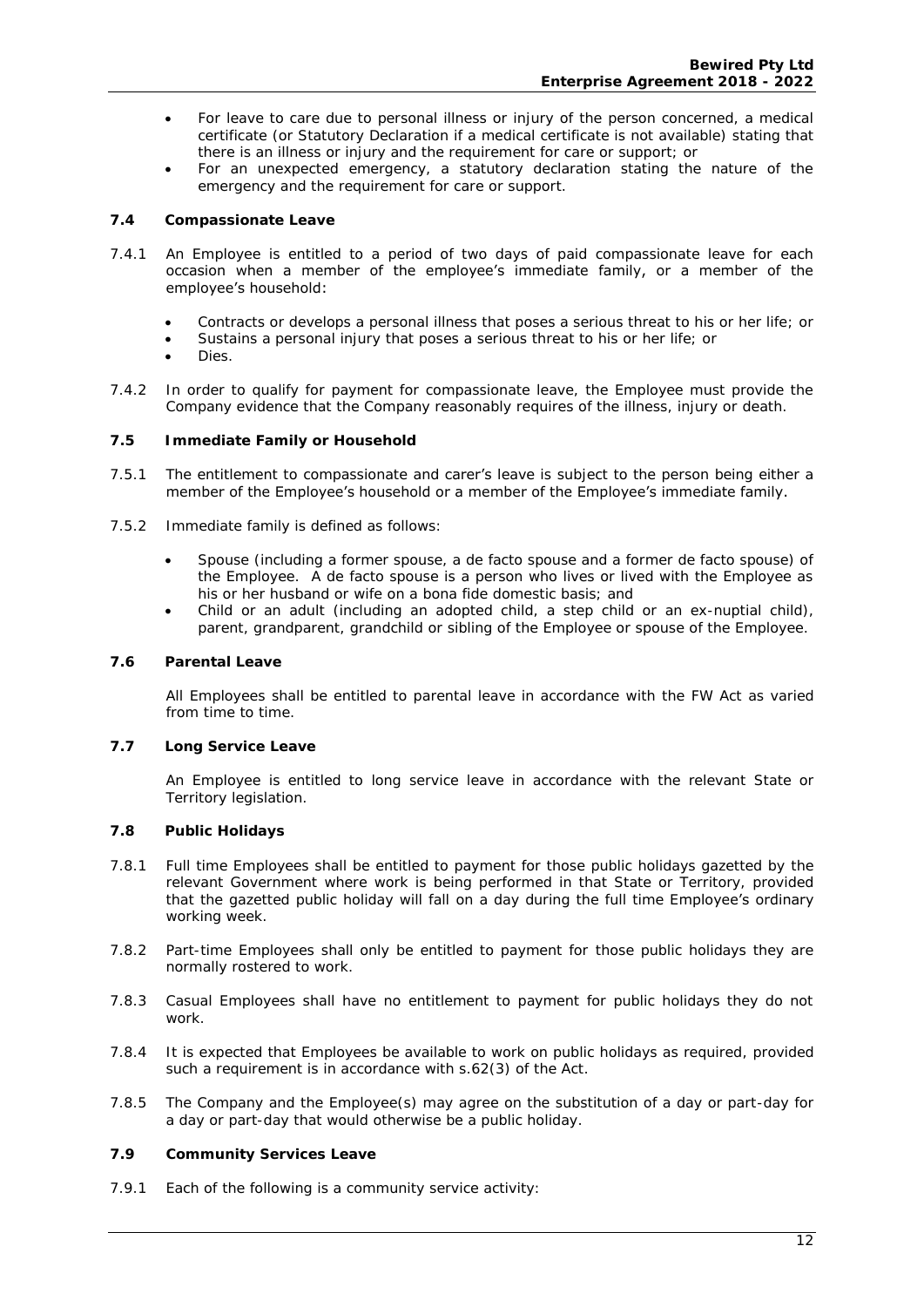- For leave to care due to personal illness or injury of the person concerned, a medical certificate (or Statutory Declaration if a medical certificate is not available) stating that there is an illness or injury and the requirement for care or support; or
- For an unexpected emergency, a statutory declaration stating the nature of the emergency and the requirement for care or support.

### 7.4 Compassionate Leave

7.4.1 An Employee is entitled to a period of two days of paid compassionate leave for each occasion when a member of the employee's immediate family, or a member of the employee's household:

- Contracts or develops a personal illness that poses a serious threat to his or her life; or
- Sustains a personal injury that poses a serious threat to his or her life; or
- Dies.

7.4.2 In order to qualify for payment for compassionate leave, the Employee must provide the Company evidence that the Company reasonably requires of the illness, injury or death.

### 7.5 Immediate Family or Household

7.5.1 The entitlement to compassionate and carer's leave is subject to the person being either a member of the Employee's household or a member of the Employee's immediate family.

7.5.2 Immediate family is defined as follows:

- Spouse (including a former spouse, a de facto spouse and a former de facto spouse) of the Employee. A de facto spouse is a person who lives or lived with the Employee as his or her husband or wife on a bona fide domestic basis; and
- Child or an adult (including an adopted child, a step child or an ex-nuptial child), parent, grandparent, grandchild or sibling of the Employee or spouse of the Employee.

### 7.6 Parental Leave

All Employees shall be entitled to parental leave in accordance with the FW Act as varied from time to time.

### 7.7 Long Service Leave

An Employee is entitled to long service leave in accordance with the relevant State or Territory legislation.

### 7.8 Public Holidays

7.8.1 Full time Employees shall be entitled to payment for those public holidays gazetted by the relevant Government where work is being performed in that State or Territory, provided that the gazetted public holiday will fall on a day during the full time Employee's ordinary working week.

7.8.2 Part-time Employees shall only be entitled to payment for those public holidays they are normally rostered to work.

7.8.3 Casual Employees shall have no entitlement to payment for public holidays they do not work.

7.8.4 It is expected that Employees be available to work on public holidays as required, provided such a requirement is in accordance with s.62(3) of the Act.

7.8.5 The Company and the Employee(s) may agree on the substitution of a day or part-day for a day or part-day that would otherwise be a public holiday.

### 7.9 Community Services Leave

7.9.1 Each of the following is a community service activity: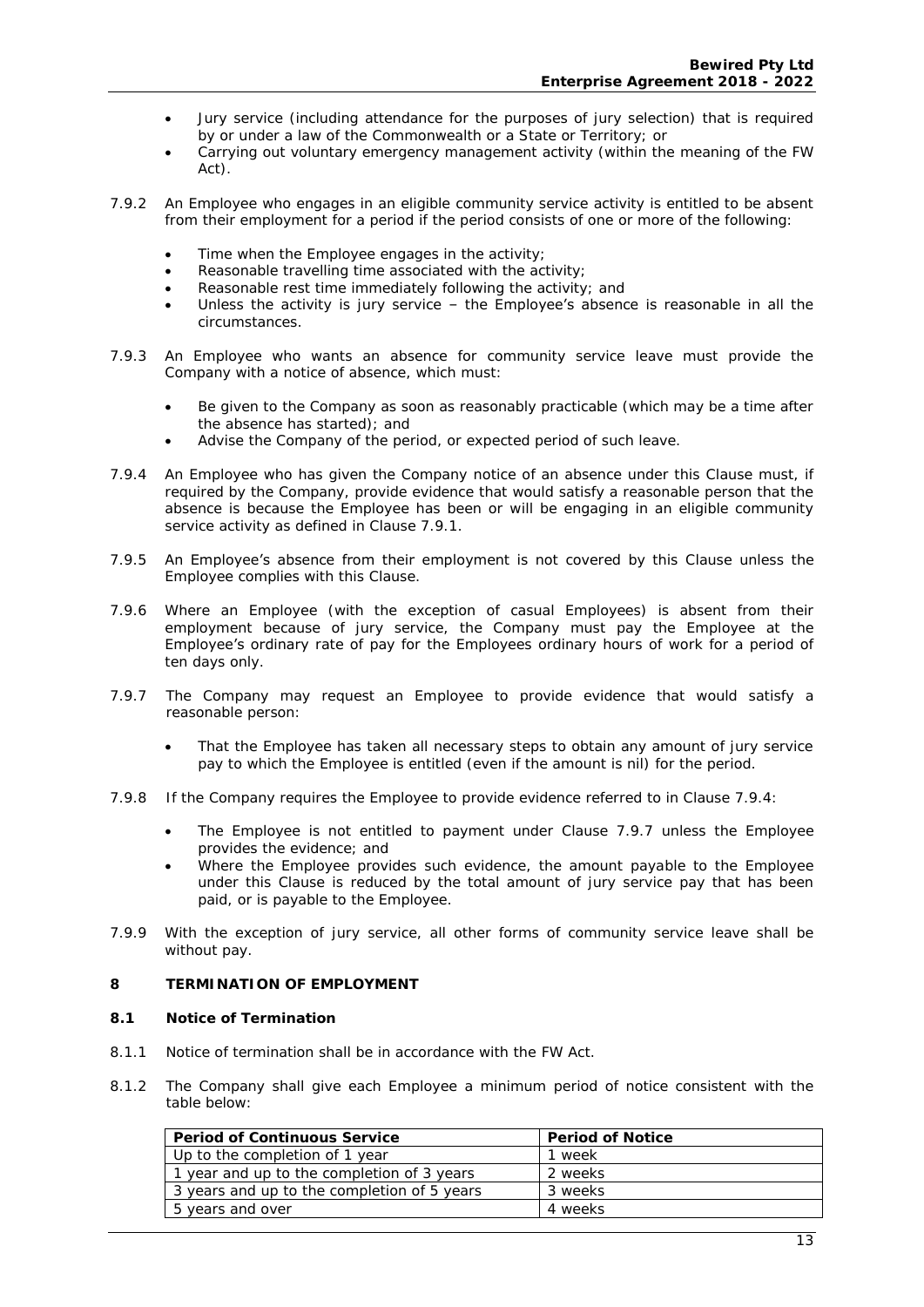- Jury service (including attendance for the purposes of jury selection) that is required by or under a law of the Commonwealth or a State or Territory; or
- Carrying out voluntary emergency management activity (within the meaning of the FW Act).

7.9.2 An Employee who engages in an eligible community service activity is entitled to be absent from their employment for a period if the period consists of one or more of the following:

- Time when the Employee engages in the activity;
- Reasonable travelling time associated with the activity;
- Reasonable rest time immediately following the activity; and
- Unless the activity is jury service – the Employee's absence is reasonable in all the circumstances.

7.9.3 An Employee who wants an absence for community service leave must provide the Company with a notice of absence, which must:

- Be given to the Company as soon as reasonably practicable (which may be a time after the absence has started); and
- Advise the Company of the period, or expected period of such leave.

7.9.4 An Employee who has given the Company notice of an absence under this Clause must, if required by the Company, provide evidence that would satisfy a reasonable person that the absence is because the Employee has been or will be engaging in an eligible community service activity as defined in Clause 7.9.1.

7.9.5 An Employee's absence from their employment is not covered by this Clause unless the Employee complies with this Clause.

7.9.6 Where an Employee (with the exception of casual Employees) is absent from their employment because of jury service, the Company must pay the Employee at the Employee's ordinary rate of pay for the Employees ordinary hours of work for a period of ten days only.

7.9.7 The Company may request an Employee to provide evidence that would satisfy a reasonable person:

- That the Employee has taken all necessary steps to obtain any amount of jury service pay to which the Employee is entitled (even if the amount is nil) for the period.

7.9.8 If the Company requires the Employee to provide evidence referred to in Clause 7.9.4:

- The Employee is not entitled to payment under Clause 7.9.7 unless the Employee provides the evidence; and
- Where the Employee provides such evidence, the amount payable to the Employee under this Clause is reduced by the total amount of jury service pay that has been paid, or is payable to the Employee.

7.9.9 With the exception of jury service, all other forms of community service leave shall be without pay.

## 8 TERMINATION OF EMPLOYMENT

### 8.1 Notice of Termination

8.1.1 Notice of termination shall be in accordance with the FW Act.

8.1.2 The Company shall give each Employee a minimum period of notice consistent with the table below:

| Period of Continuous Service | Period of Notice |
|---|---|
| Up to the completion of 1 year | 1 week |
| 1 year and up to the completion of 3 years | 2 weeks |
| 3 years and up to the completion of 5 years | 3 weeks |
| 5 years and over | 4 weeks |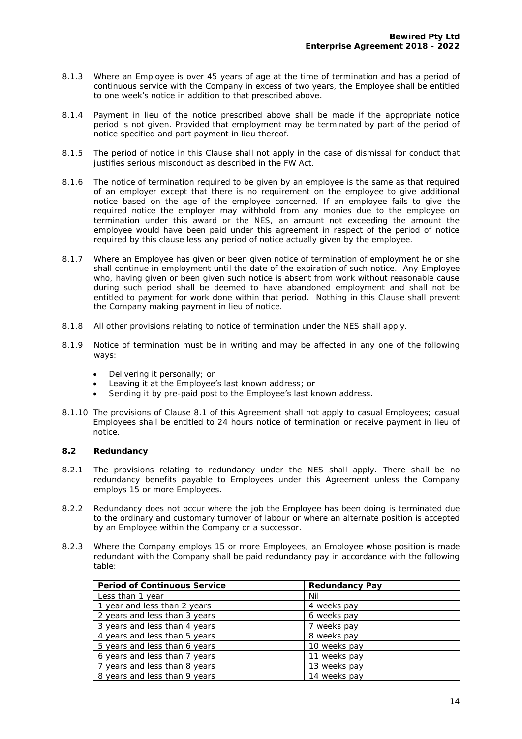8.1.3 Where an Employee is over 45 years of age at the time of termination and has a period of continuous service with the Company in excess of two years, the Employee shall be entitled to one week's notice in addition to that prescribed above.

8.1.4 Payment in lieu of the notice prescribed above shall be made if the appropriate notice period is not given. Provided that employment may be terminated by part of the period of notice specified and part payment in lieu thereof.

8.1.5 The period of notice in this Clause shall not apply in the case of dismissal for conduct that justifies serious misconduct as described in the FW Act.

8.1.6 The notice of termination required to be given by an employee is the same as that required of an employer except that there is no requirement on the employee to give additional notice based on the age of the employee concerned. If an employee fails to give the required notice the employer may withhold from any monies due to the employee on termination under this award or the NES, an amount not exceeding the amount the employee would have been paid under this agreement in respect of the period of notice required by this clause less any period of notice actually given by the employee.

8.1.7 Where an Employee has given or been given notice of termination of employment he or she shall continue in employment until the date of the expiration of such notice. Any Employee who, having given or been given such notice is absent from work without reasonable cause during such period shall be deemed to have abandoned employment and shall not be entitled to payment for work done within that period. Nothing in this Clause shall prevent the Company making payment in lieu of notice.

8.1.8 All other provisions relating to notice of termination under the NES shall apply.

8.1.9 Notice of termination must be in writing and may be affected in any one of the following ways:

- Delivering it personally; or
- Leaving it at the Employee's last known address; or
- Sending it by pre-paid post to the Employee's last known address.

8.1.10 The provisions of Clause 8.1 of this Agreement shall not apply to casual Employees; casual Employees shall be entitled to 24 hours notice of termination or receive payment in lieu of notice.

### 8.2 Redundancy

8.2.1 The provisions relating to redundancy under the NES shall apply. There shall be no redundancy benefits payable to Employees under this Agreement unless the Company employs 15 or more Employees.

8.2.2 Redundancy does not occur where the job the Employee has been doing is terminated due to the ordinary and customary turnover of labour or where an alternate position is accepted by an Employee within the Company or a successor.

8.2.3 Where the Company employs 15 or more Employees, an Employee whose position is made redundant with the Company shall be paid redundancy pay in accordance with the following table:

| Period of Continuous Service | Redundancy Pay |
|---|---|
| Less than 1 year | Nil |
| 1 year and less than 2 years | 4 weeks pay |
| 2 years and less than 3 years | 6 weeks pay |
| 3 years and less than 4 years | 7 weeks pay |
| 4 years and less than 5 years | 8 weeks pay |
| 5 years and less than 6 years | 10 weeks pay |
| 6 years and less than 7 years | 11 weeks pay |
| 7 years and less than 8 years | 13 weeks pay |
| 8 years and less than 9 years | 14 weeks pay |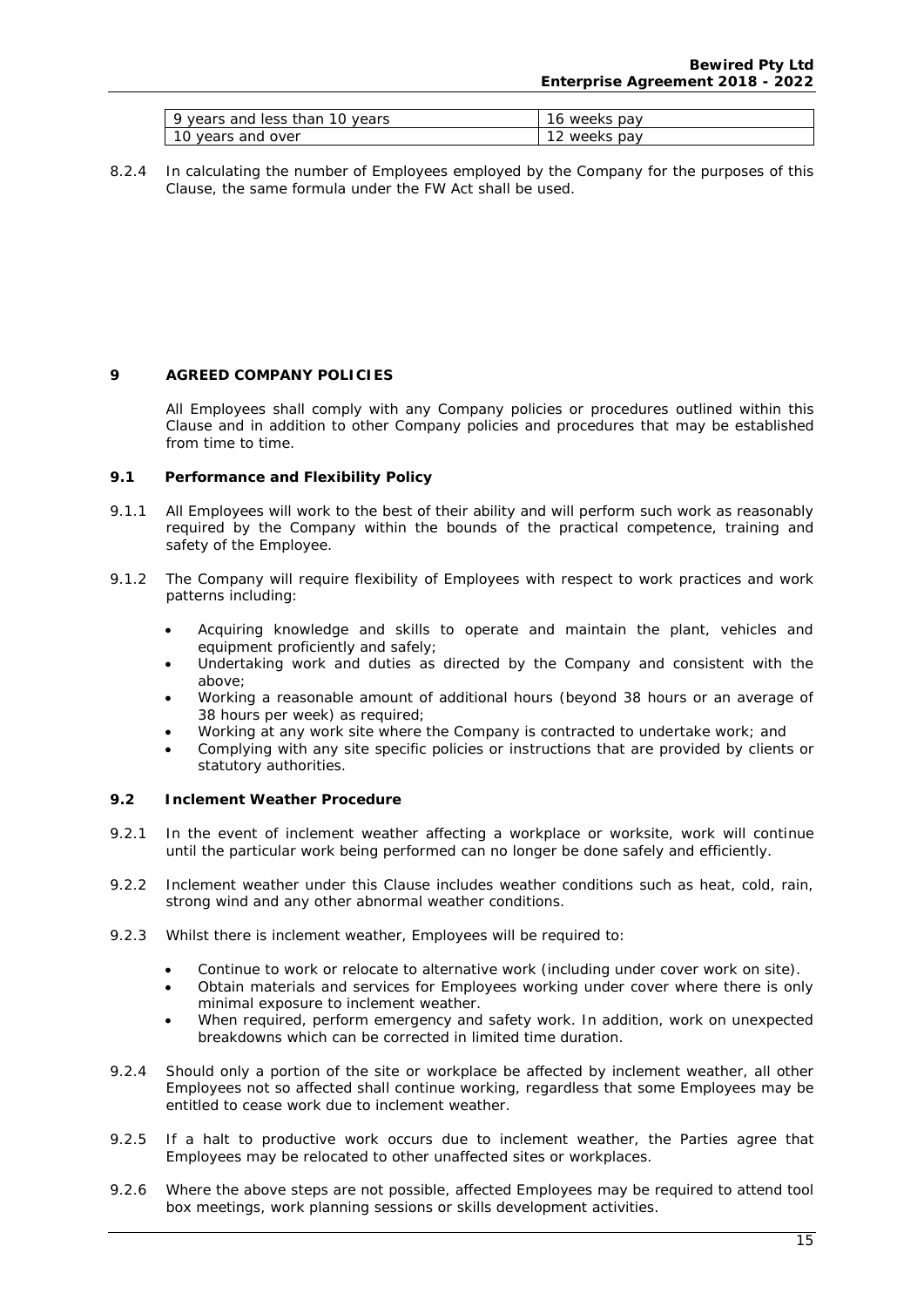| 9 years and less than 10 years | 16 weeks pay |
|---|---|
| 10 years and over | 12 weeks pay |

8.2.4 In calculating the number of Employees employed by the Company for the purposes of this Clause, the same formula under the FW Act shall be used.

## 9 AGREED COMPANY POLICIES

All Employees shall comply with any Company policies or procedures outlined within this Clause and in addition to other Company policies and procedures that may be established from time to time.

### 9.1 Performance and Flexibility Policy

9.1.1 All Employees will work to the best of their ability and will perform such work as reasonably required by the Company within the bounds of the practical competence, training and safety of the Employee.

9.1.2 The Company will require flexibility of Employees with respect to work practices and work patterns including:

- Acquiring knowledge and skills to operate and maintain the plant, vehicles and equipment proficiently and safely;
- Undertaking work and duties as directed by the Company and consistent with the above;
- Working a reasonable amount of additional hours (beyond 38 hours or an average of 38 hours per week) as required;
- Working at any work site where the Company is contracted to undertake work; and
- Complying with any site specific policies or instructions that are provided by clients or statutory authorities.

### 9.2 Inclement Weather Procedure

9.2.1 In the event of inclement weather affecting a workplace or worksite, work will continue until the particular work being performed can no longer be done safely and efficiently.

9.2.2 Inclement weather under this Clause includes weather conditions such as heat, cold, rain, strong wind and any other abnormal weather conditions.

9.2.3 Whilst there is inclement weather, Employees will be required to:

- Continue to work or relocate to alternative work (including under cover work on site).
- Obtain materials and services for Employees working under cover where there is only minimal exposure to inclement weather.
- When required, perform emergency and safety work. In addition, work on unexpected breakdowns which can be corrected in limited time duration.

9.2.4 Should only a portion of the site or workplace be affected by inclement weather, all other Employees not so affected shall continue working, regardless that some Employees may be entitled to cease work due to inclement weather.

9.2.5 If a halt to productive work occurs due to inclement weather, the Parties agree that Employees may be relocated to other unaffected sites or workplaces.

9.2.6 Where the above steps are not possible, affected Employees may be required to attend tool box meetings, work planning sessions or skills development activities.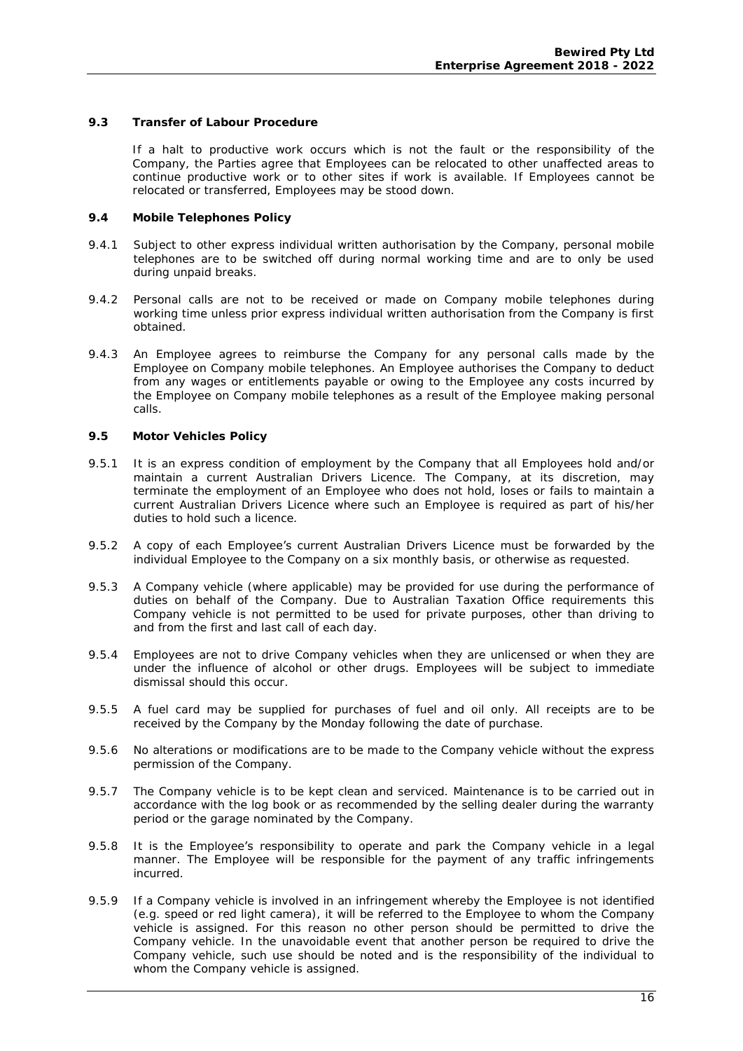### 9.3 Transfer of Labour Procedure

If a halt to productive work occurs which is not the fault or the responsibility of the Company, the Parties agree that Employees can be relocated to other unaffected areas to continue productive work or to other sites if work is available. If Employees cannot be relocated or transferred, Employees may be stood down.

### 9.4 Mobile Telephones Policy

9.4.1 Subject to other express individual written authorisation by the Company, personal mobile telephones are to be switched off during normal working time and are to only be used during unpaid breaks.

9.4.2 Personal calls are not to be received or made on Company mobile telephones during working time unless prior express individual written authorisation from the Company is first obtained.

9.4.3 An Employee agrees to reimburse the Company for any personal calls made by the Employee on Company mobile telephones. An Employee authorises the Company to deduct from any wages or entitlements payable or owing to the Employee any costs incurred by the Employee on Company mobile telephones as a result of the Employee making personal calls.

### 9.5 Motor Vehicles Policy

9.5.1 It is an express condition of employment by the Company that all Employees hold and/or maintain a current Australian Drivers Licence. The Company, at its discretion, may terminate the employment of an Employee who does not hold, loses or fails to maintain a current Australian Drivers Licence where such an Employee is required as part of his/her duties to hold such a licence.

9.5.2 A copy of each Employee's current Australian Drivers Licence must be forwarded by the individual Employee to the Company on a six monthly basis, or otherwise as requested.

9.5.3 A Company vehicle (where applicable) may be provided for use during the performance of duties on behalf of the Company. Due to Australian Taxation Office requirements this Company vehicle is not permitted to be used for private purposes, other than driving to and from the first and last call of each day.

9.5.4 Employees are not to drive Company vehicles when they are unlicensed or when they are under the influence of alcohol or other drugs. Employees will be subject to immediate dismissal should this occur.

9.5.5 A fuel card may be supplied for purchases of fuel and oil only. All receipts are to be received by the Company by the Monday following the date of purchase.

9.5.6 No alterations or modifications are to be made to the Company vehicle without the express permission of the Company.

9.5.7 The Company vehicle is to be kept clean and serviced. Maintenance is to be carried out in accordance with the log book or as recommended by the selling dealer during the warranty period or the garage nominated by the Company.

9.5.8 It is the Employee's responsibility to operate and park the Company vehicle in a legal manner. The Employee will be responsible for the payment of any traffic infringements incurred.

9.5.9 If a Company vehicle is involved in an infringement whereby the Employee is not identified (e.g. speed or red light camera), it will be referred to the Employee to whom the Company vehicle is assigned. For this reason no other person should be permitted to drive the Company vehicle. In the unavoidable event that another person be required to drive the Company vehicle, such use should be noted and is the responsibility of the individual to whom the Company vehicle is assigned.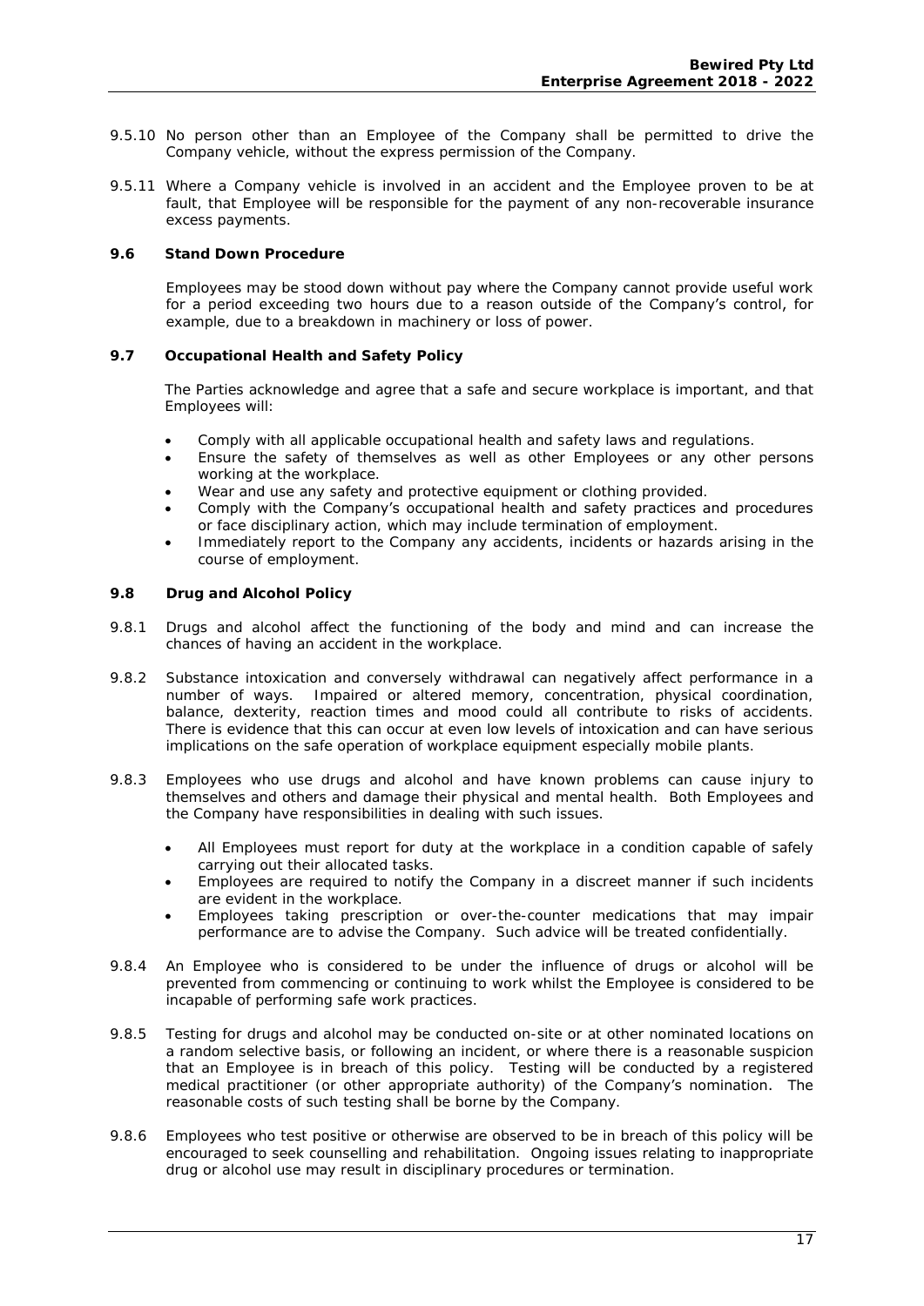9.5.10 No person other than an Employee of the Company shall be permitted to drive the Company vehicle, without the express permission of the Company.

9.5.11 Where a Company vehicle is involved in an accident and the Employee proven to be at fault, that Employee will be responsible for the payment of any non-recoverable insurance excess payments.

### 9.6 Stand Down Procedure

Employees may be stood down without pay where the Company cannot provide useful work for a period exceeding two hours due to a reason outside of the Company's control, for example, due to a breakdown in machinery or loss of power.

### 9.7 Occupational Health and Safety Policy

The Parties acknowledge and agree that a safe and secure workplace is important, and that Employees will:

- Comply with all applicable occupational health and safety laws and regulations.
- Ensure the safety of themselves as well as other Employees or any other persons working at the workplace.
- Wear and use any safety and protective equipment or clothing provided.
- Comply with the Company's occupational health and safety practices and procedures or face disciplinary action, which may include termination of employment.
- Immediately report to the Company any accidents, incidents or hazards arising in the course of employment.

### 9.8 Drug and Alcohol Policy

9.8.1 Drugs and alcohol affect the functioning of the body and mind and can increase the chances of having an accident in the workplace.

9.8.2 Substance intoxication and conversely withdrawal can negatively affect performance in a number of ways. Impaired or altered memory, concentration, physical coordination, balance, dexterity, reaction times and mood could all contribute to risks of accidents. There is evidence that this can occur at even low levels of intoxication and can have serious implications on the safe operation of workplace equipment especially mobile plants.

9.8.3 Employees who use drugs and alcohol and have known problems can cause injury to themselves and others and damage their physical and mental health. Both Employees and the Company have responsibilities in dealing with such issues.

- All Employees must report for duty at the workplace in a condition capable of safely carrying out their allocated tasks.
- Employees are required to notify the Company in a discreet manner if such incidents are evident in the workplace.
- Employees taking prescription or over-the-counter medications that may impair performance are to advise the Company. Such advice will be treated confidentially.

9.8.4 An Employee who is considered to be under the influence of drugs or alcohol will be prevented from commencing or continuing to work whilst the Employee is considered to be incapable of performing safe work practices.

9.8.5 Testing for drugs and alcohol may be conducted on-site or at other nominated locations on a random selective basis, or following an incident, or where there is a reasonable suspicion that an Employee is in breach of this policy. Testing will be conducted by a registered medical practitioner (or other appropriate authority) of the Company's nomination. The reasonable costs of such testing shall be borne by the Company.

9.8.6 Employees who test positive or otherwise are observed to be in breach of this policy will be encouraged to seek counselling and rehabilitation. Ongoing issues relating to inappropriate drug or alcohol use may result in disciplinary procedures or termination.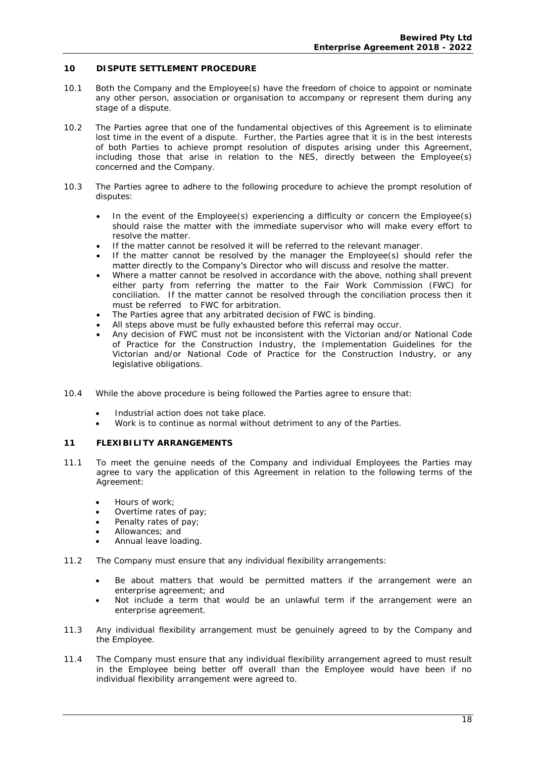## 10 DISPUTE SETTLEMENT PROCEDURE

10.1 Both the Company and the Employee(s) have the freedom of choice to appoint or nominate any other person, association or organisation to accompany or represent them during any stage of a dispute.

10.2 The Parties agree that one of the fundamental objectives of this Agreement is to eliminate lost time in the event of a dispute. Further, the Parties agree that it is in the best interests of both Parties to achieve prompt resolution of disputes arising under this Agreement, including those that arise in relation to the NES, directly between the Employee(s) concerned and the Company.

10.3 The Parties agree to adhere to the following procedure to achieve the prompt resolution of disputes:

- In the event of the Employee(s) experiencing a difficulty or concern the Employee(s) should raise the matter with the immediate supervisor who will make every effort to resolve the matter.
- If the matter cannot be resolved it will be referred to the relevant manager.
- If the matter cannot be resolved by the manager the Employee(s) should refer the matter directly to the Company's Director who will discuss and resolve the matter.
- Where a matter cannot be resolved in accordance with the above, nothing shall prevent either party from referring the matter to the Fair Work Commission (FWC) for conciliation. If the matter cannot be resolved through the conciliation process then it must be referred to FWC for arbitration.
- The Parties agree that any arbitrated decision of FWC is binding.
- All steps above must be fully exhausted before this referral may occur.
- Any decision of FWC must not be inconsistent with the Victorian and/or National Code of Practice for the Construction Industry, the Implementation Guidelines for the Victorian and/or National Code of Practice for the Construction Industry, or any legislative obligations.

10.4 While the above procedure is being followed the Parties agree to ensure that:

- Industrial action does not take place.
- Work is to continue as normal without detriment to any of the Parties.

## 11 FLEXIBILITY ARRANGEMENTS

11.1 To meet the genuine needs of the Company and individual Employees the Parties may agree to vary the application of this Agreement in relation to the following terms of the Agreement:

- Hours of work;
- Overtime rates of pay;
- Penalty rates of pay;
- Allowances; and
- Annual leave loading.

11.2 The Company must ensure that any individual flexibility arrangements:

- Be about matters that would be permitted matters if the arrangement were an enterprise agreement; and
- Not include a term that would be an unlawful term if the arrangement were an enterprise agreement.

11.3 Any individual flexibility arrangement must be genuinely agreed to by the Company and the Employee.

11.4 The Company must ensure that any individual flexibility arrangement agreed to must result in the Employee being better off overall than the Employee would have been if no individual flexibility arrangement were agreed to.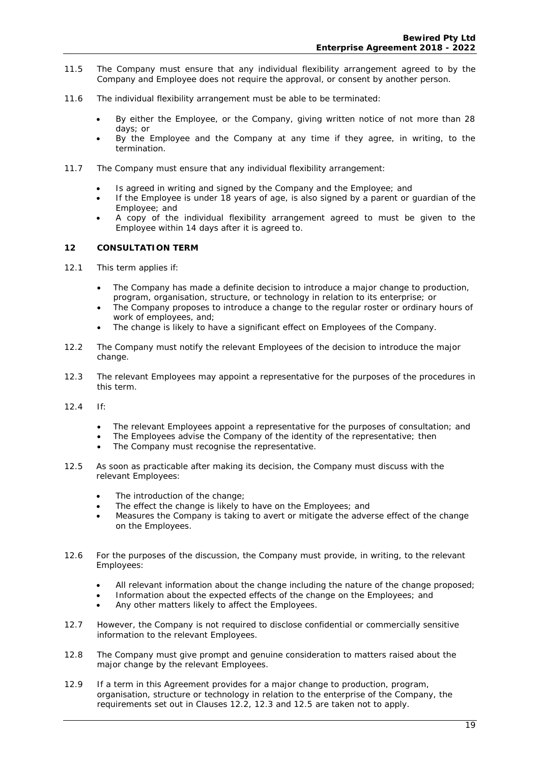11.5 The Company must ensure that any individual flexibility arrangement agreed to by the Company and Employee does not require the approval, or consent by another person.

11.6 The individual flexibility arrangement must be able to be terminated:

- By either the Employee, or the Company, giving written notice of not more than 28 days; or
- By the Employee and the Company at any time if they agree, in writing, to the termination.

11.7 The Company must ensure that any individual flexibility arrangement:

- Is agreed in writing and signed by the Company and the Employee; and
- If the Employee is under 18 years of age, is also signed by a parent or guardian of the Employee; and
- A copy of the individual flexibility arrangement agreed to must be given to the Employee within 14 days after it is agreed to.

## 12 CONSULTATION TERM

12.1 This term applies if:

- The Company has made a definite decision to introduce a major change to production, program, organisation, structure, or technology in relation to its enterprise; or
- The Company proposes to introduce a change to the regular roster or ordinary hours of work of employees, and;
- The change is likely to have a significant effect on Employees of the Company.

12.2 The Company must notify the relevant Employees of the decision to introduce the major change.

12.3 The relevant Employees may appoint a representative for the purposes of the procedures in this term.

12.4 If:

- The relevant Employees appoint a representative for the purposes of consultation; and
- The Employees advise the Company of the identity of the representative; then
- The Company must recognise the representative.

12.5 As soon as practicable after making its decision, the Company must discuss with the relevant Employees:

- The introduction of the change;
- The effect the change is likely to have on the Employees; and
- Measures the Company is taking to avert or mitigate the adverse effect of the change on the Employees.

12.6 For the purposes of the discussion, the Company must provide, in writing, to the relevant Employees:

- All relevant information about the change including the nature of the change proposed;
- Information about the expected effects of the change on the Employees; and
- Any other matters likely to affect the Employees.

12.7 However, the Company is not required to disclose confidential or commercially sensitive information to the relevant Employees.

12.8 The Company must give prompt and genuine consideration to matters raised about the major change by the relevant Employees.

12.9 If a term in this Agreement provides for a major change to production, program, organisation, structure or technology in relation to the enterprise of the Company, the requirements set out in Clauses 12.2, 12.3 and 12.5 are taken not to apply.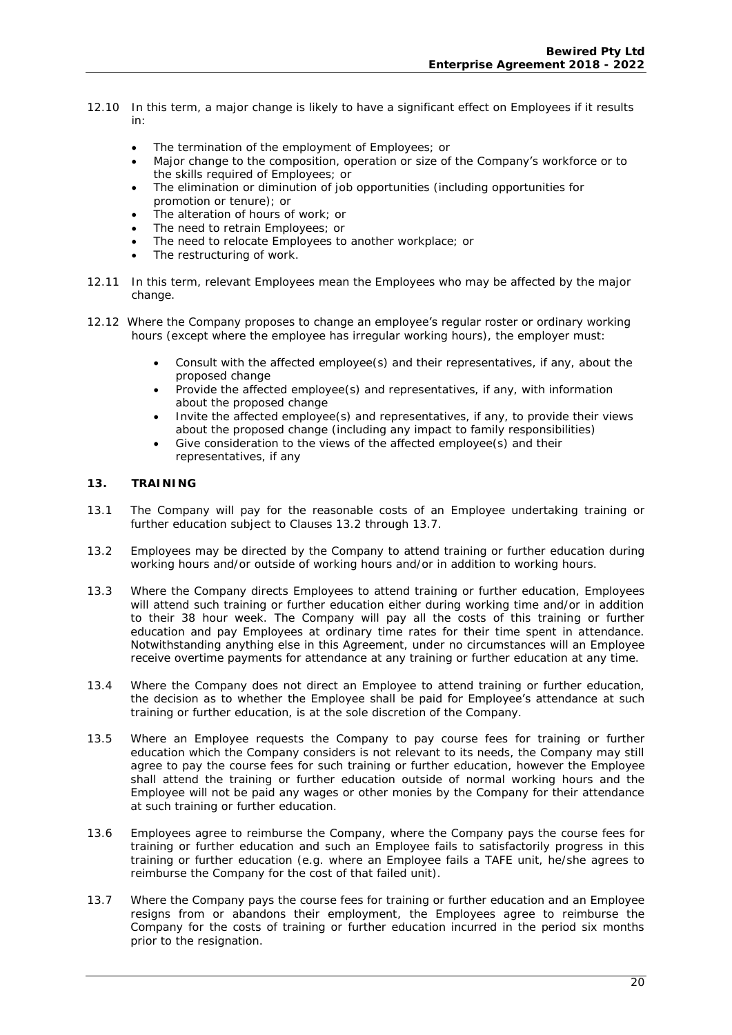12.10 In this term, a major change is likely to have a significant effect on Employees if it results in:

- The termination of the employment of Employees; or
- Major change to the composition, operation or size of the Company's workforce or to the skills required of Employees; or
- The elimination or diminution of job opportunities (including opportunities for promotion or tenure); or
- The alteration of hours of work; or
- The need to retrain Employees; or
- The need to relocate Employees to another workplace; or
- The restructuring of work.

12.11 In this term, relevant Employees mean the Employees who may be affected by the major change.

12.12 Where the Company proposes to change an employee's regular roster or ordinary working hours (except where the employee has irregular working hours), the employer must:

- Consult with the affected employee(s) and their representatives, if any, about the proposed change
- Provide the affected employee(s) and representatives, if any, with information about the proposed change
- Invite the affected employee(s) and representatives, if any, to provide their views about the proposed change (including any impact to family responsibilities)
- Give consideration to the views of the affected employee(s) and their representatives, if any

## 13. TRAINING

13.1 The Company will pay for the reasonable costs of an Employee undertaking training or further education subject to Clauses 13.2 through 13.7.

13.2 Employees may be directed by the Company to attend training or further education during working hours and/or outside of working hours and/or in addition to working hours.

13.3 Where the Company directs Employees to attend training or further education, Employees will attend such training or further education either during working time and/or in addition to their 38 hour week. The Company will pay all the costs of this training or further education and pay Employees at ordinary time rates for their time spent in attendance. Notwithstanding anything else in this Agreement, under no circumstances will an Employee receive overtime payments for attendance at any training or further education at any time.

13.4 Where the Company does not direct an Employee to attend training or further education, the decision as to whether the Employee shall be paid for Employee's attendance at such training or further education, is at the sole discretion of the Company.

13.5 Where an Employee requests the Company to pay course fees for training or further education which the Company considers is not relevant to its needs, the Company may still agree to pay the course fees for such training or further education, however the Employee shall attend the training or further education outside of normal working hours and the Employee will not be paid any wages or other monies by the Company for their attendance at such training or further education.

13.6 Employees agree to reimburse the Company, where the Company pays the course fees for training or further education and such an Employee fails to satisfactorily progress in this training or further education (e.g. where an Employee fails a TAFE unit, he/she agrees to reimburse the Company for the cost of that failed unit).

13.7 Where the Company pays the course fees for training or further education and an Employee resigns from or abandons their employment, the Employees agree to reimburse the Company for the costs of training or further education incurred in the period six months prior to the resignation.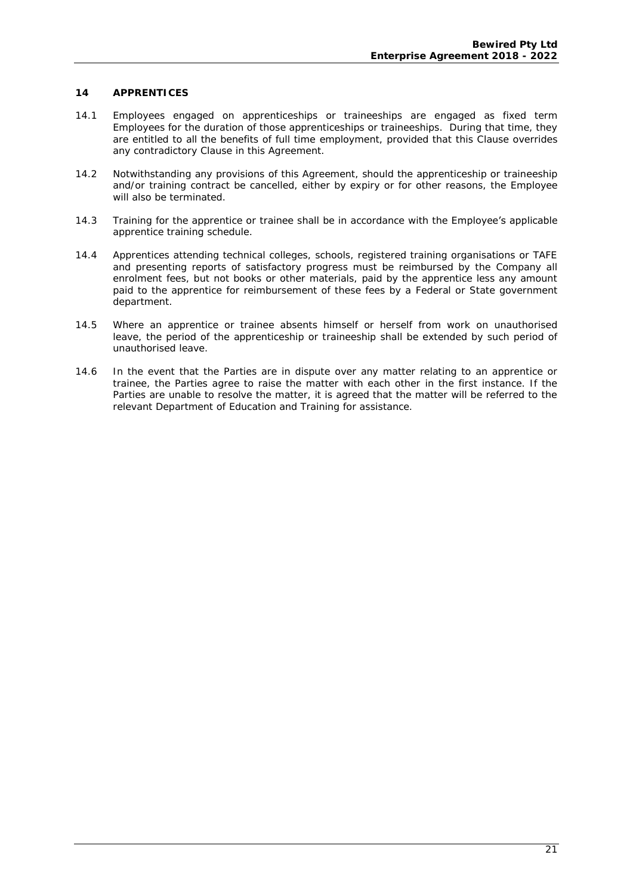## 14 APPRENTICES

14.1 Employees engaged on apprenticeships or traineeships are engaged as fixed term Employees for the duration of those apprenticeships or traineeships. During that time, they are entitled to all the benefits of full time employment, provided that this Clause overrides any contradictory Clause in this Agreement.

14.2 Notwithstanding any provisions of this Agreement, should the apprenticeship or traineeship and/or training contract be cancelled, either by expiry or for other reasons, the Employee will also be terminated.

14.3 Training for the apprentice or trainee shall be in accordance with the Employee's applicable apprentice training schedule.

14.4 Apprentices attending technical colleges, schools, registered training organisations or TAFE and presenting reports of satisfactory progress must be reimbursed by the Company all enrolment fees, but not books or other materials, paid by the apprentice less any amount paid to the apprentice for reimbursement of these fees by a Federal or State government department.

14.5 Where an apprentice or trainee absents himself or herself from work on unauthorised leave, the period of the apprenticeship or traineeship shall be extended by such period of unauthorised leave.

14.6 In the event that the Parties are in dispute over any matter relating to an apprentice or trainee, the Parties agree to raise the matter with each other in the first instance. If the Parties are unable to resolve the matter, it is agreed that the matter will be referred to the relevant Department of Education and Training for assistance.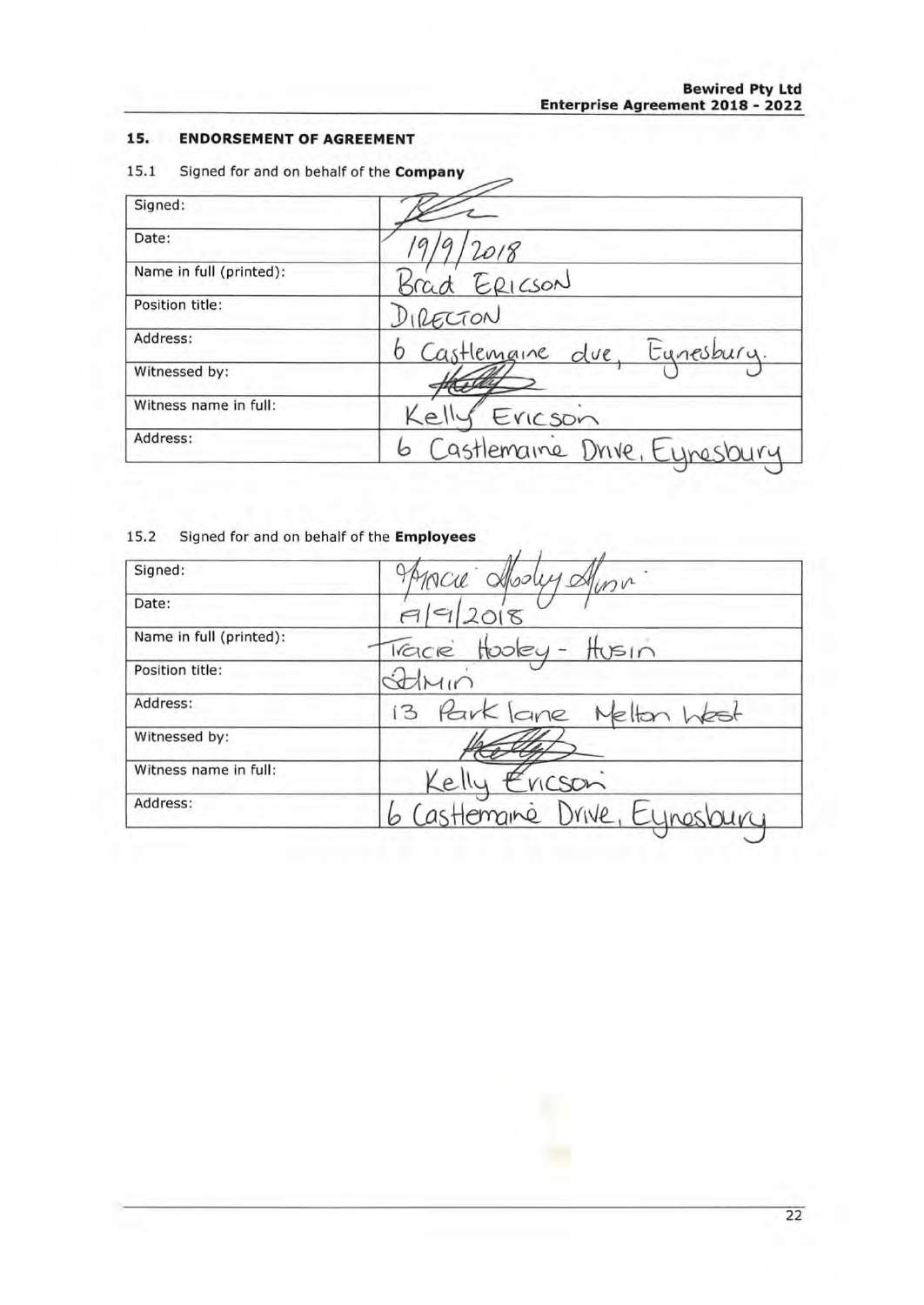## 15. ENDORSEMENT OF AGREEMENT

15.1 Signed for and on behalf of the **Company**

| Signed: | [signature] |
|---|---|
| Date: | 19/9/2018 |
| Name in full (printed): | Brad ERICSON |
| Position title: | DIRECTOR |
| Address: | 6 Castlemaine dve, Eynesbury. |
| Witnessed by: | [signature] |
| Witness name in full: | Kelly Ericson |
| Address: | 6 Castlemaine Drive, Eynesbury |

15.2 Signed for and on behalf of the **Employees**

| Signed: | [signature] |
|---|---|
| Date: | 19/9/2018 |
| Name in full (printed): | Tracie Hooley - Husin |
| Position title: | admin |
| Address: | 13 Park lane Melton West |
| Witnessed by: | [signature] |
| Witness name in full: | Kelly Ericson |
| Address: | 6 Castlemaine Drive, Eynesbury |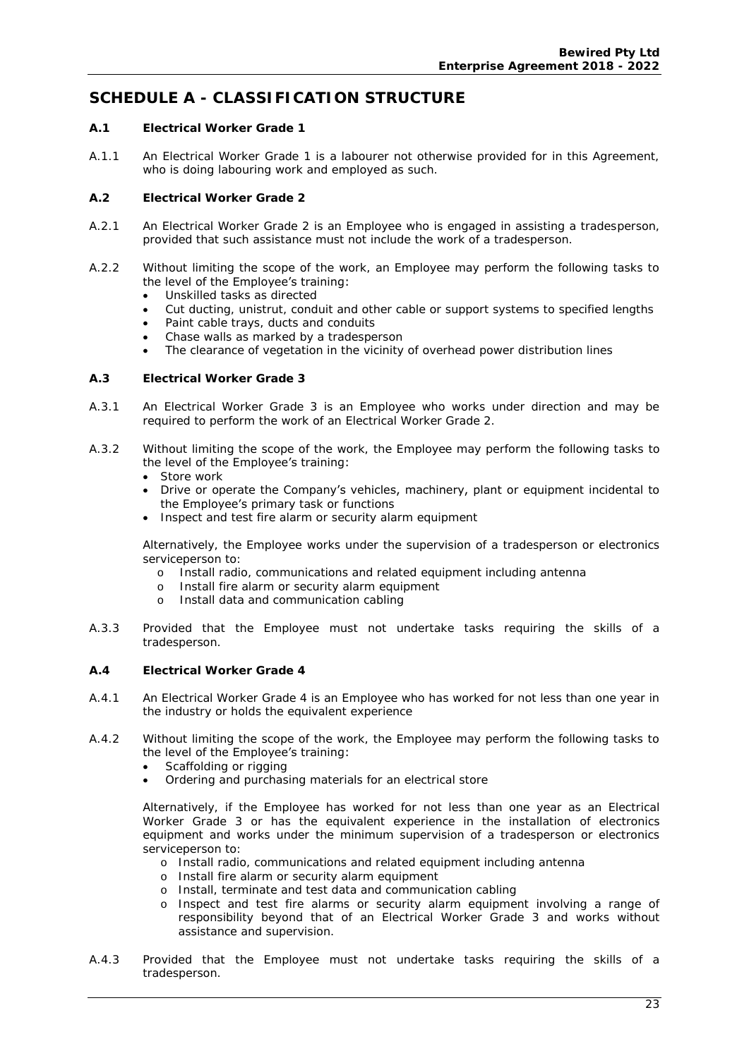# SCHEDULE A - CLASSIFICATION STRUCTURE

### A.1 Electrical Worker Grade 1

A.1.1 An Electrical Worker Grade 1 is a labourer not otherwise provided for in this Agreement, who is doing labouring work and employed as such.

### A.2 Electrical Worker Grade 2

A.2.1 An Electrical Worker Grade 2 is an Employee who is engaged in assisting a tradesperson, provided that such assistance must not include the work of a tradesperson.

A.2.2 Without limiting the scope of the work, an Employee may perform the following tasks to the level of the Employee's training:

- Unskilled tasks as directed
- Cut ducting, unistrut, conduit and other cable or support systems to specified lengths
- Paint cable trays, ducts and conduits
- Chase walls as marked by a tradesperson
- The clearance of vegetation in the vicinity of overhead power distribution lines

### A.3 Electrical Worker Grade 3

A.3.1 An Electrical Worker Grade 3 is an Employee who works under direction and may be required to perform the work of an Electrical Worker Grade 2.

A.3.2 Without limiting the scope of the work, the Employee may perform the following tasks to the level of the Employee's training:

- Store work
- Drive or operate the Company's vehicles, machinery, plant or equipment incidental to the Employee's primary task or functions
- Inspect and test fire alarm or security alarm equipment

Alternatively, the Employee works under the supervision of a tradesperson or electronics serviceperson to:

- Install radio, communications and related equipment including antenna
- Install fire alarm or security alarm equipment
- Install data and communication cabling

A.3.3 Provided that the Employee must not undertake tasks requiring the skills of a tradesperson.

### A.4 Electrical Worker Grade 4

A.4.1 An Electrical Worker Grade 4 is an Employee who has worked for not less than one year in the industry or holds the equivalent experience

A.4.2 Without limiting the scope of the work, the Employee may perform the following tasks to the level of the Employee's training:

- Scaffolding or rigging
- Ordering and purchasing materials for an electrical store

Alternatively, if the Employee has worked for not less than one year as an Electrical Worker Grade 3 or has the equivalent experience in the installation of electronics equipment and works under the minimum supervision of a tradesperson or electronics serviceperson to:

- Install radio, communications and related equipment including antenna
- Install fire alarm or security alarm equipment
- Install, terminate and test data and communication cabling
- Inspect and test fire alarms or security alarm equipment involving a range of responsibility beyond that of an Electrical Worker Grade 3 and works without assistance and supervision.

A.4.3 Provided that the Employee must not undertake tasks requiring the skills of a tradesperson.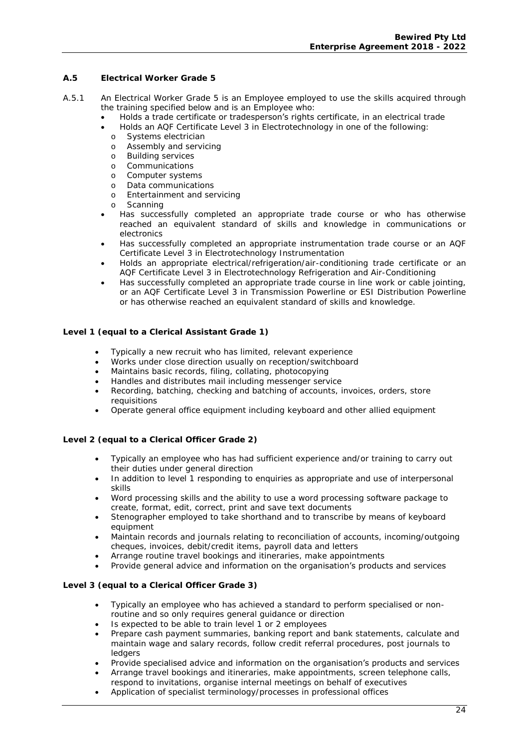### A.5 Electrical Worker Grade 5

A.5.1 An Electrical Worker Grade 5 is an Employee employed to use the skills acquired through the training specified below and is an Employee who:

- Holds a trade certificate or tradesperson's rights certificate, in an electrical trade
- Holds an AQF Certificate Level 3 in Electrotechnology in one of the following:
  - Systems electrician
  - Assembly and servicing
  - Building services
  - Communications
  - Computer systems
  - Data communications
  - Entertainment and servicing
  - Scanning
- Has successfully completed an appropriate trade course or who has otherwise reached an equivalent standard of skills and knowledge in communications or electronics
- Has successfully completed an appropriate instrumentation trade course or an AQF Certificate Level 3 in Electrotechnology Instrumentation
- Holds an appropriate electrical/refrigeration/air-conditioning trade certificate or an AQF Certificate Level 3 in Electrotechnology Refrigeration and Air-Conditioning
- Has successfully completed an appropriate trade course in line work or cable jointing, or an AQF Certificate Level 3 in Transmission Powerline or ESI Distribution Powerline or has otherwise reached an equivalent standard of skills and knowledge.

**Level 1 (equal to a Clerical Assistant Grade 1)**

- Typically a new recruit who has limited, relevant experience
- Works under close direction usually on reception/switchboard
- Maintains basic records, filing, collating, photocopying
- Handles and distributes mail including messenger service
- Recording, batching, checking and batching of accounts, invoices, orders, store requisitions
- Operate general office equipment including keyboard and other allied equipment

**Level 2 (equal to a Clerical Officer Grade 2)**

- Typically an employee who has had sufficient experience and/or training to carry out their duties under general direction
- In addition to level 1 responding to enquiries as appropriate and use of interpersonal skills
- Word processing skills and the ability to use a word processing software package to create, format, edit, correct, print and save text documents
- Stenographer employed to take shorthand and to transcribe by means of keyboard equipment
- Maintain records and journals relating to reconciliation of accounts, incoming/outgoing cheques, invoices, debit/credit items, payroll data and letters
- Arrange routine travel bookings and itineraries, make appointments
- Provide general advice and information on the organisation's products and services

**Level 3 (equal to a Clerical Officer Grade 3)**

- Typically an employee who has achieved a standard to perform specialised or non-routine and so only requires general guidance or direction
- Is expected to be able to train level 1 or 2 employees
- Prepare cash payment summaries, banking report and bank statements, calculate and maintain wage and salary records, follow credit referral procedures, post journals to ledgers
- Provide specialised advice and information on the organisation's products and services
- Arrange travel bookings and itineraries, make appointments, screen telephone calls, respond to invitations, organise internal meetings on behalf of executives
- Application of specialist terminology/processes in professional offices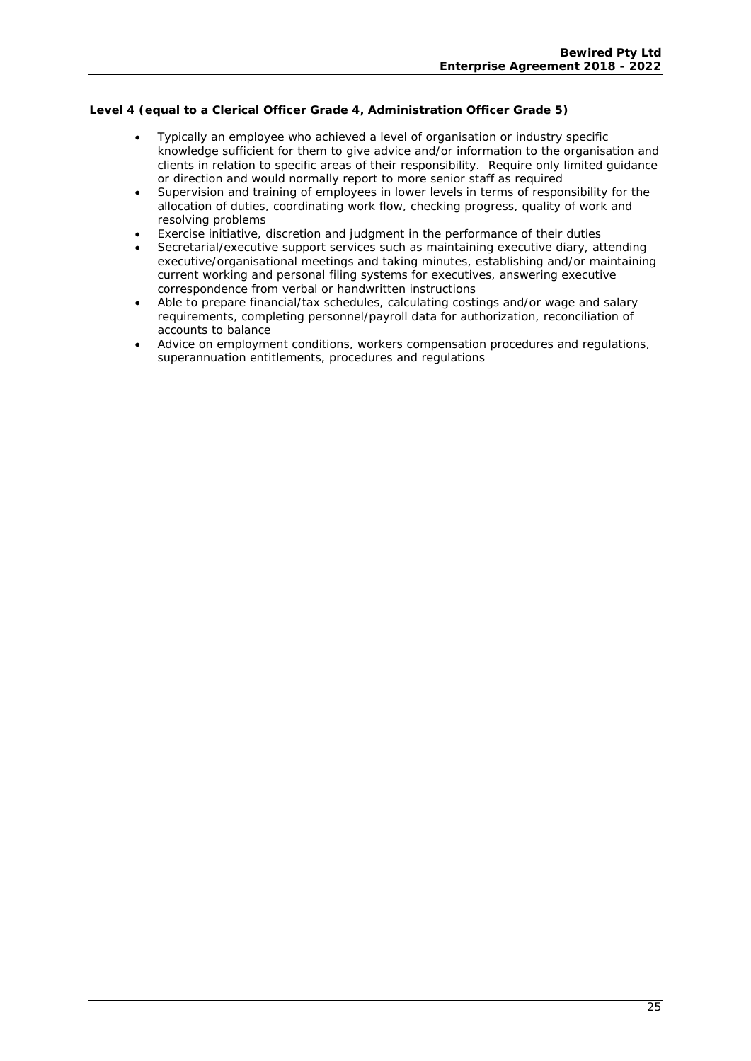**Level 4 (equal to a Clerical Officer Grade 4, Administration Officer Grade 5)**

- Typically an employee who achieved a level of organisation or industry specific knowledge sufficient for them to give advice and/or information to the organisation and clients in relation to specific areas of their responsibility. Require only limited guidance or direction and would normally report to more senior staff as required
- Supervision and training of employees in lower levels in terms of responsibility for the allocation of duties, coordinating work flow, checking progress, quality of work and resolving problems
- Exercise initiative, discretion and judgment in the performance of their duties
- Secretarial/executive support services such as maintaining executive diary, attending executive/organisational meetings and taking minutes, establishing and/or maintaining current working and personal filing systems for executives, answering executive correspondence from verbal or handwritten instructions
- Able to prepare financial/tax schedules, calculating costings and/or wage and salary requirements, completing personnel/payroll data for authorization, reconciliation of accounts to balance
- Advice on employment conditions, workers compensation procedures and regulations, superannuation entitlements, procedures and regulations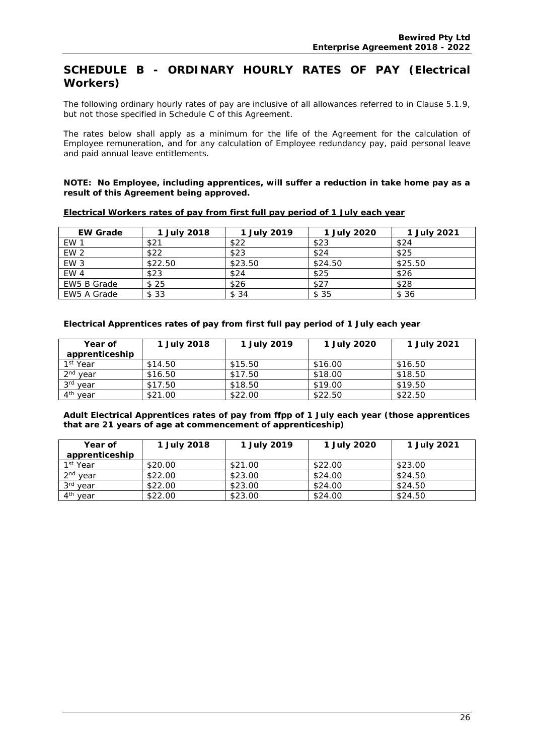## SCHEDULE B - ORDINARY HOURLY RATES OF PAY (Electrical Workers)

The following ordinary hourly rates of pay are inclusive of all allowances referred to in Clause 5.1.9, but not those specified in Schedule C of this Agreement.

The rates below shall apply as a minimum for the life of the Agreement for the calculation of Employee remuneration, and for any calculation of Employee redundancy pay, paid personal leave and paid annual leave entitlements.

**NOTE: No Employee, including apprentices, will suffer a reduction in take home pay as a result of this Agreement being approved.**

**Electrical Workers rates of pay from first full pay period of 1 July each year**

| EW Grade | 1 July 2018 | 1 July 2019 | 1 July 2020 | 1 July 2021 |
|---|---|---|---|---|
| EW 1 | $21 | $22 | $23 | $24 |
| EW 2 | $22 | $23 | $24 | $25 |
| EW 3 | $22.50 | $23.50 | $24.50 | $25.50 |
| EW 4 | $23 | $24 | $25 | $26 |
| EW5 B Grade | $ 25 | $26 | $27 | $28 |
| EW5 A Grade | $ 33 | $ 34 | $ 35 | $ 36 |

**Electrical Apprentices rates of pay from first full pay period of 1 July each year**

| Year of apprenticeship | 1 July 2018 | 1 July 2019 | 1 July 2020 | 1 July 2021 |
|---|---|---|---|---|
| 1st Year | $14.50 | $15.50 | $16.00 | $16.50 |
| 2nd year | $16.50 | $17.50 | $18.00 | $18.50 |
| 3rd year | $17.50 | $18.50 | $19.00 | $19.50 |
| 4th year | $21.00 | $22.00 | $22.50 | $22.50 |

**Adult Electrical Apprentices rates of pay from ffpp of 1 July each year (those apprentices that are 21 years of age at commencement of apprenticeship)**

| Year of apprenticeship | 1 July 2018 | 1 July 2019 | 1 July 2020 | 1 July 2021 |
|---|---|---|---|---|
| 1st Year | $20.00 | $21.00 | $22.00 | $23.00 |
| 2nd year | $22.00 | $23.00 | $24.00 | $24.50 |
| 3rd year | $22.00 | $23.00 | $24.00 | $24.50 |
| 4th year | $22.00 | $23.00 | $24.00 | $24.50 |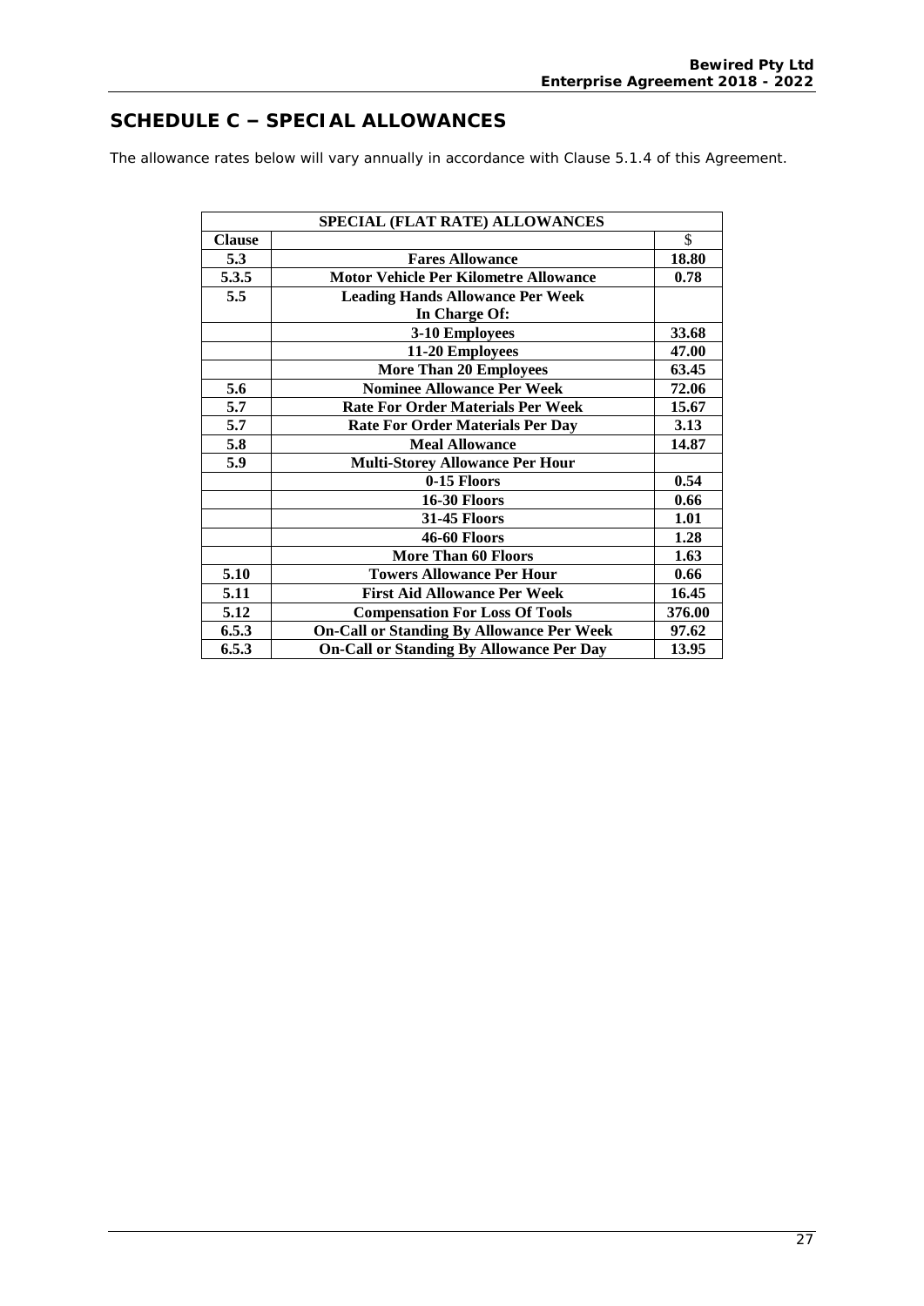## SCHEDULE C – SPECIAL ALLOWANCES

The allowance rates below will vary annually in accordance with Clause 5.1.4 of this Agreement.

| SPECIAL (FLAT RATE) ALLOWANCES | | |
|---|---|---|
| **Clause** | | $ |
| **5.3** | **Fares Allowance** | **18.80** |
| **5.3.5** | **Motor Vehicle Per Kilometre Allowance** | **0.78** |
| **5.5** | **Leading Hands Allowance Per Week In Charge Of:** | |
| | **3-10 Employees** | **33.68** |
| | **11-20 Employees** | **47.00** |
| | **More Than 20 Employees** | **63.45** |
| **5.6** | **Nominee Allowance Per Week** | **72.06** |
| **5.7** | **Rate For Order Materials Per Week** | **15.67** |
| **5.7** | **Rate For Order Materials Per Day** | **3.13** |
| **5.8** | **Meal Allowance** | **14.87** |
| **5.9** | **Multi-Storey Allowance Per Hour** | |
| | **0-15 Floors** | **0.54** |
| | **16-30 Floors** | **0.66** |
| | **31-45 Floors** | **1.01** |
| | **46-60 Floors** | **1.28** |
| | **More Than 60 Floors** | **1.63** |
| **5.10** | **Towers Allowance Per Hour** | **0.66** |
| **5.11** | **First Aid Allowance Per Week** | **16.45** |
| **5.12** | **Compensation For Loss Of Tools** | **376.00** |
| **6.5.3** | **On-Call or Standing By Allowance Per Week** | **97.62** |
| **6.5.3** | **On-Call or Standing By Allowance Per Day** | **13.95** |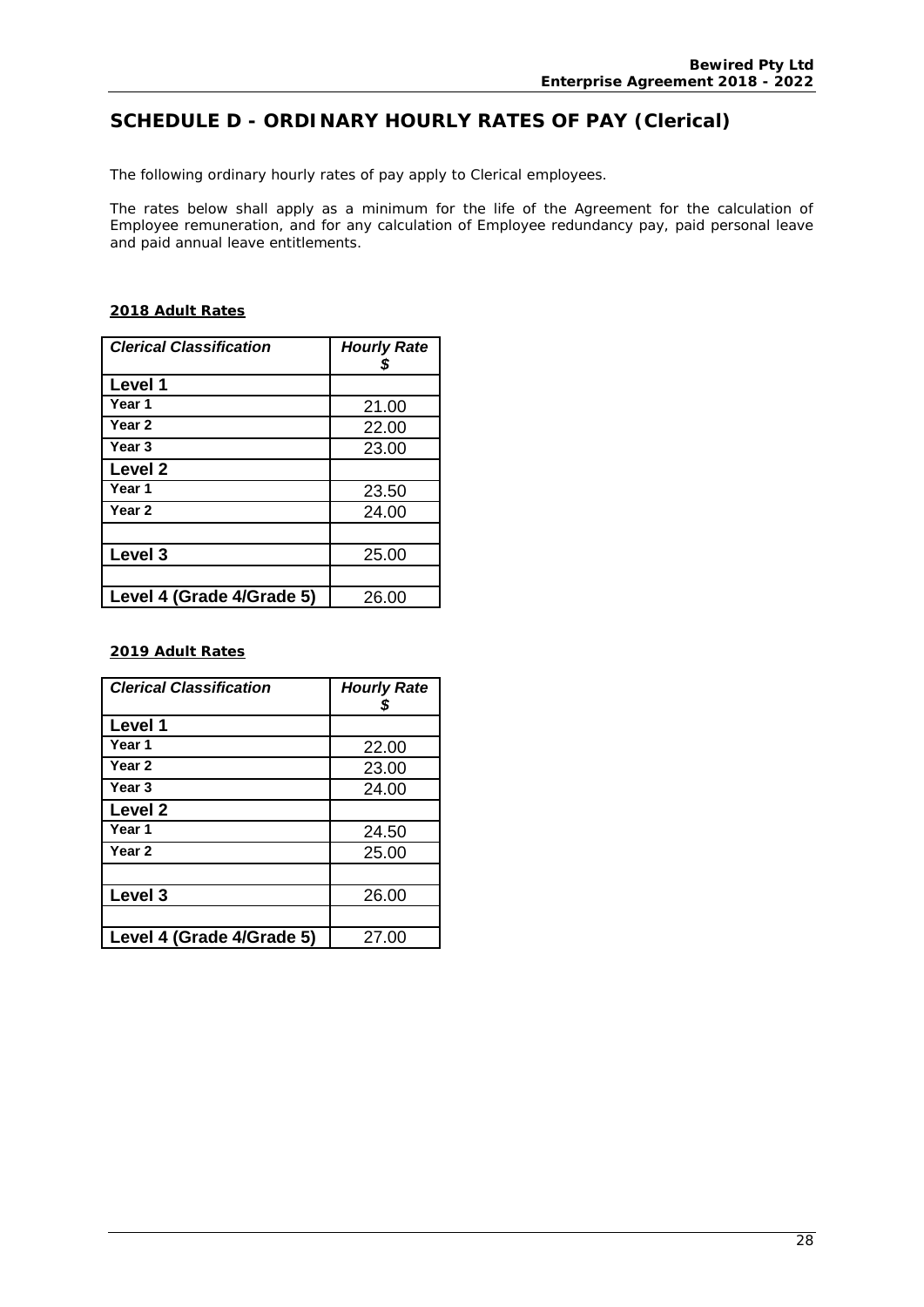# SCHEDULE D - ORDINARY HOURLY RATES OF PAY (Clerical)

The following ordinary hourly rates of pay apply to Clerical employees.

The rates below shall apply as a minimum for the life of the Agreement for the calculation of Employee remuneration, and for any calculation of Employee redundancy pay, paid personal leave and paid annual leave entitlements.

**2018 Adult Rates**

| *Clerical Classification* | *Hourly Rate $* |
|---|---|
| **Level 1** | |
| **Year 1** | 21.00 |
| **Year 2** | 22.00 |
| **Year 3** | 23.00 |
| **Level 2** | |
| **Year 1** | 23.50 |
| **Year 2** | 24.00 |
| | |
| **Level 3** | 25.00 |
| | |
| **Level 4 (Grade 4/Grade 5)** | 26.00 |

**2019 Adult Rates**

| *Clerical Classification* | *Hourly Rate $* |
|---|---|
| **Level 1** | |
| **Year 1** | 22.00 |
| **Year 2** | 23.00 |
| **Year 3** | 24.00 |
| **Level 2** | |
| **Year 1** | 24.50 |
| **Year 2** | 25.00 |
| | |
| **Level 3** | 26.00 |
| | |
| **Level 4 (Grade 4/Grade 5)** | 27.00 |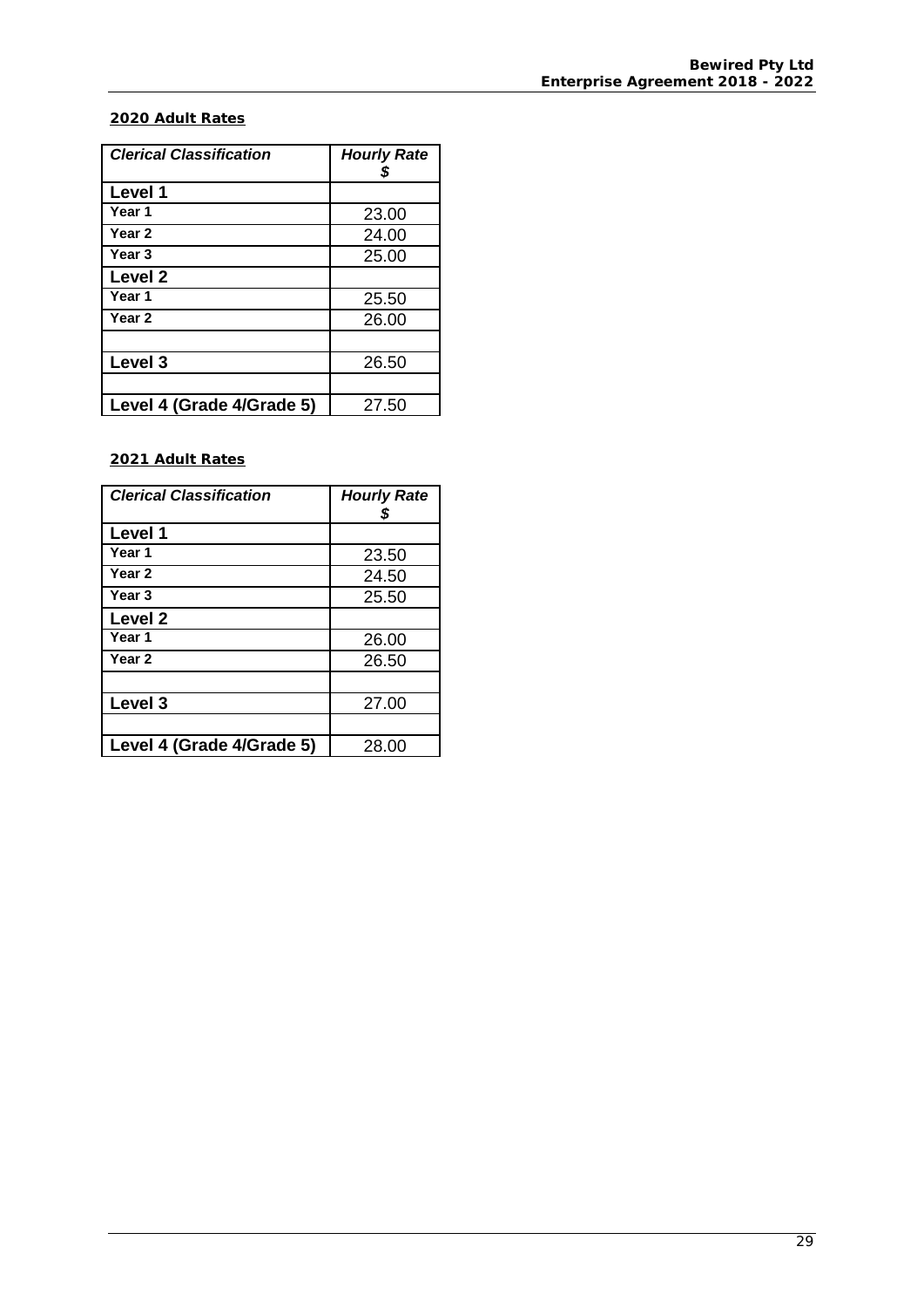**2020 Adult Rates**

| *Clerical Classification* | *Hourly Rate $* |
|---|---|
| **Level 1** | |
| **Year 1** | 23.00 |
| **Year 2** | 24.00 |
| **Year 3** | 25.00 |
| **Level 2** | |
| **Year 1** | 25.50 |
| **Year 2** | 26.00 |
| | |
| **Level 3** | 26.50 |
| | |
| **Level 4 (Grade 4/Grade 5)** | 27.50 |

**2021 Adult Rates**

| *Clerical Classification* | *Hourly Rate $* |
|---|---|
| **Level 1** | |
| **Year 1** | 23.50 |
| **Year 2** | 24.50 |
| **Year 3** | 25.50 |
| **Level 2** | |
| **Year 1** | 26.00 |
| **Year 2** | 26.50 |
| | |
| **Level 3** | 27.00 |
| | |
| **Level 4 (Grade 4/Grade 5)** | 28.00 |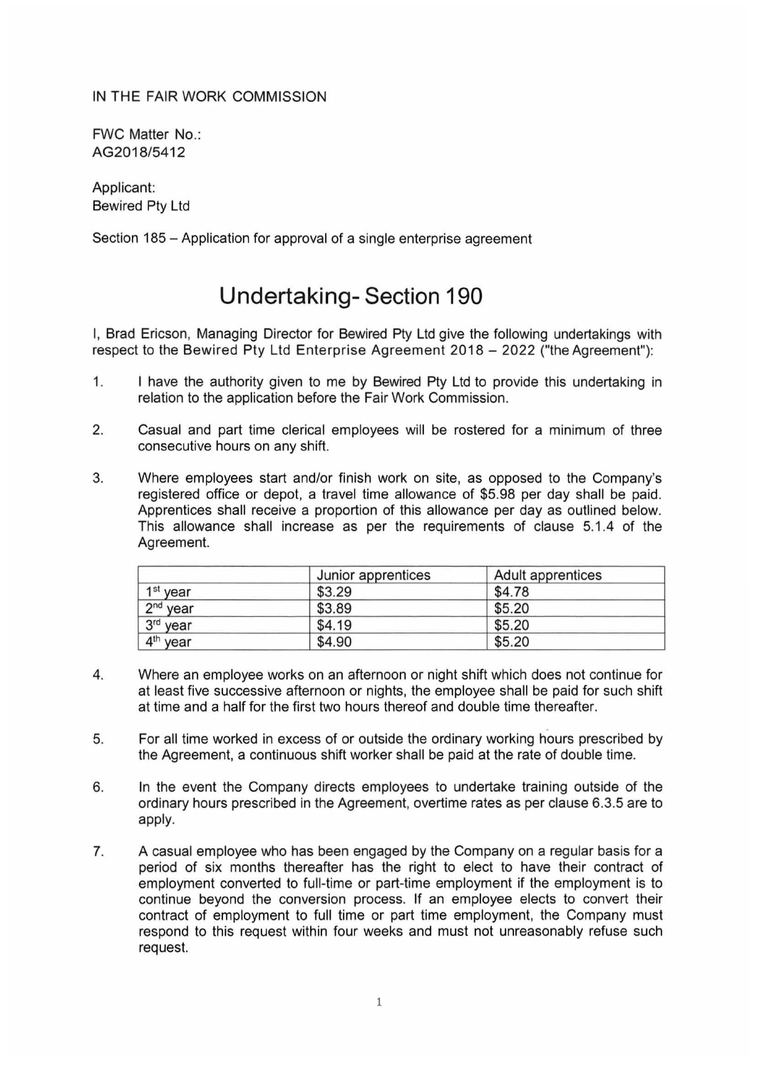IN THE FAIR WORK COMMISSION

FWC Matter No.:
AG2018/5412

Applicant:
Bewired Pty Ltd

Section 185 – Application for approval of a single enterprise agreement

# Undertaking- Section 190

I, Brad Ericson, Managing Director for Bewired Pty Ltd give the following undertakings with respect to the Bewired Pty Ltd Enterprise Agreement 2018 – 2022 ("the Agreement"):

1. I have the authority given to me by Bewired Pty Ltd to provide this undertaking in relation to the application before the Fair Work Commission.

2. Casual and part time clerical employees will be rostered for a minimum of three consecutive hours on any shift.

3. Where employees start and/or finish work on site, as opposed to the Company's registered office or depot, a travel time allowance of $5.98 per day shall be paid. Apprentices shall receive a proportion of this allowance per day as outlined below. This allowance shall increase as per the requirements of clause 5.1.4 of the Agreement.

| | Junior apprentices | Adult apprentices |
|---|---|---|
| 1st year | $3.29 | $4.78 |
| 2nd year | $3.89 | $5.20 |
| 3rd year | $4.19 | $5.20 |
| 4th year | $4.90 | $5.20 |

4. Where an employee works on an afternoon or night shift which does not continue for at least five successive afternoon or nights, the employee shall be paid for such shift at time and a half for the first two hours thereof and double time thereafter.

5. For all time worked in excess of or outside the ordinary working hours prescribed by the Agreement, a continuous shift worker shall be paid at the rate of double time.

6. In the event the Company directs employees to undertake training outside of the ordinary hours prescribed in the Agreement, overtime rates as per clause 6.3.5 are to apply.

7. A casual employee who has been engaged by the Company on a regular basis for a period of six months thereafter has the right to elect to have their contract of employment converted to full-time or part-time employment if the employment is to continue beyond the conversion process. If an employee elects to convert their contract of employment to full time or part time employment, the Company must respond to this request within four weeks and must not unreasonably refuse such request.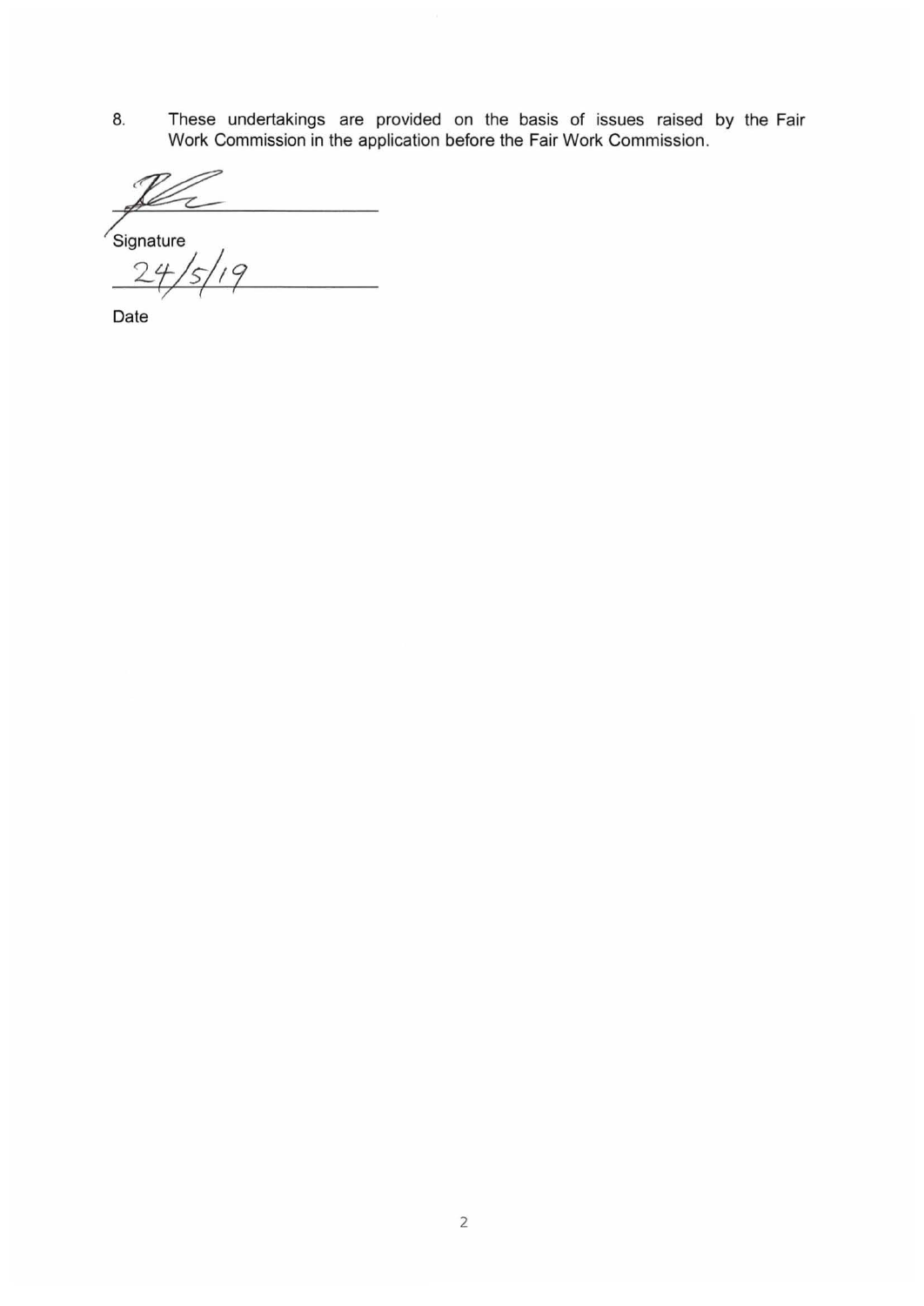8. These undertakings are provided on the basis of issues raised by the Fair Work Commission in the application before the Fair Work Commission.

Signature

24/5/19

Date